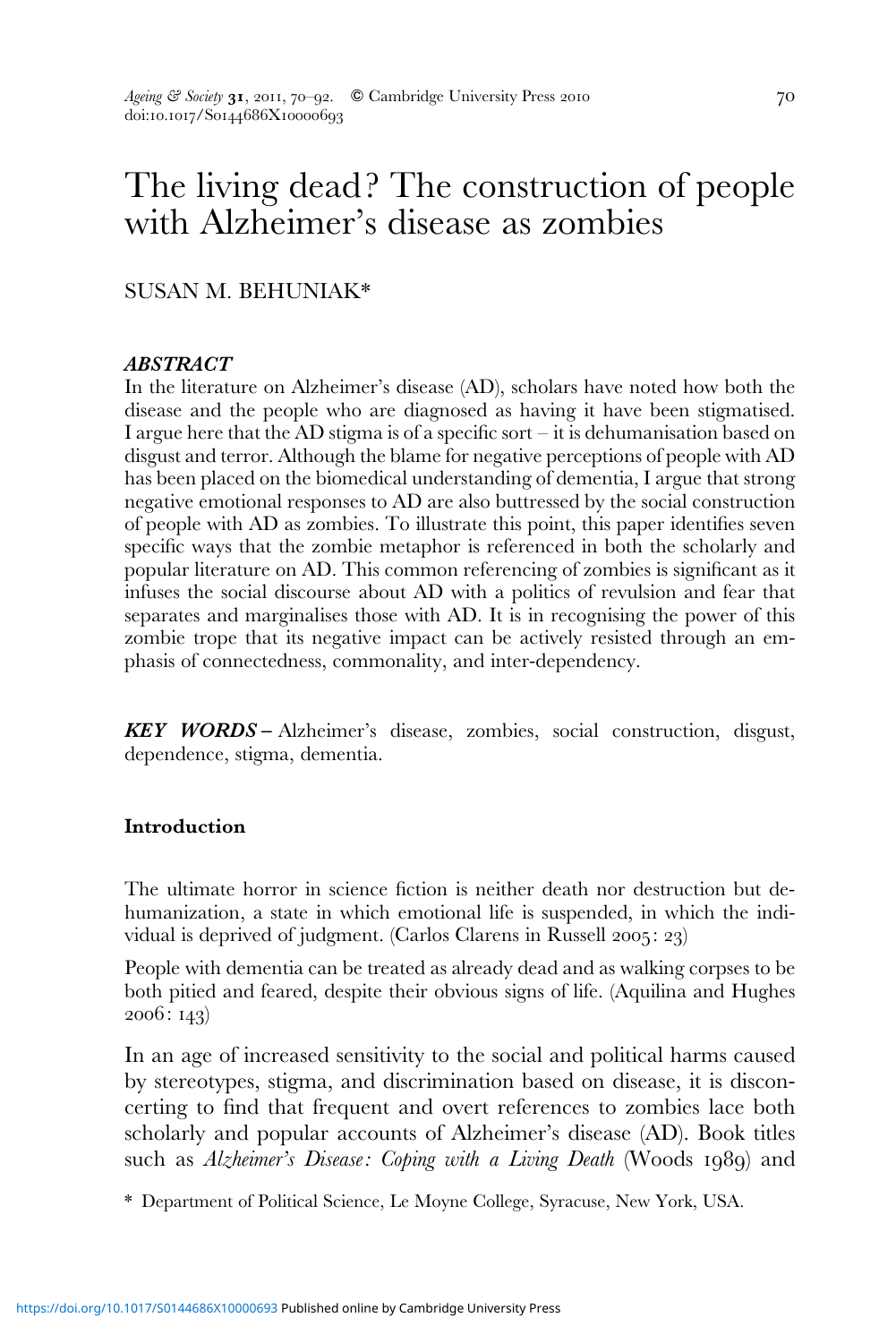# The living dead? The construction of people with Alzheimer's disease as zombies

SUSAN M. BEHUNIAK*

### *ABSTRACT*

In the literature on Alzheimer's disease (AD), scholars have noted how both the disease and the people who are diagnosed as having it have been stigmatised. I argue here that the AD stigma is of a specific sort – it is dehumanisation based on disgust and terror. Although the blame for negative perceptions of people with AD has been placed on the biomedical understanding of dementia, I argue that strong negative emotional responses to AD are also buttressed by the social construction of people with AD as zombies. To illustrate this point, this paper identifies seven specific ways that the zombie metaphor is referenced in both the scholarly and popular literature on AD. This common referencing of zombies is significant as it infuses the social discourse about AD with a politics of revulsion and fear that separates and marginalises those with AD. It is in recognising the power of this zombie trope that its negative impact can be actively resisted through an emphasis of connectedness, commonality, and inter-dependency.

***KEY WORDS*** – Alzheimer's disease, zombies, social construction, disgust, dependence, stigma, dementia.

## Introduction

The ultimate horror in science fiction is neither death nor destruction but dehumanization, a state in which emotional life is suspended, in which the individual is deprived of judgment. (Carlos Clarens in Russell 2005: 23)

People with dementia can be treated as already dead and as walking corpses to be both pitied and feared, despite their obvious signs of life. (Aquilina and Hughes 2006: 143)

In an age of increased sensitivity to the social and political harms caused by stereotypes, stigma, and discrimination based on disease, it is disconcerting to find that frequent and overt references to zombies lace both scholarly and popular accounts of Alzheimer's disease (AD). Book titles such as *Alzheimer's Disease: Coping with a Living Death* (Woods 1989) and

\* Department of Political Science, Le Moyne College, Syracuse, New York, USA.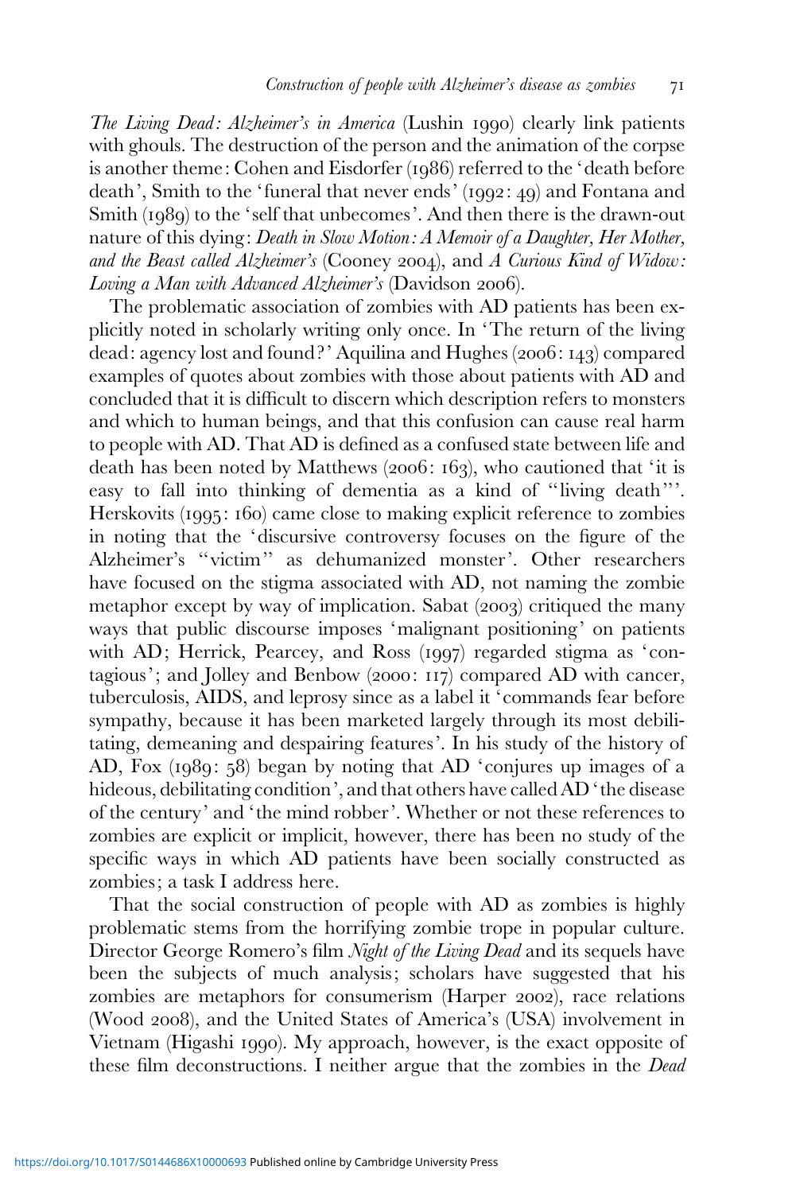*The Living Dead: Alzheimer's in America* (Lushin 1990) clearly link patients with ghouls. The destruction of the person and the animation of the corpse is another theme: Cohen and Eisdorfer (1986) referred to the 'death before death', Smith to the 'funeral that never ends' (1992: 49) and Fontana and Smith (1989) to the 'self that unbecomes'. And then there is the drawn-out nature of this dying: *Death in Slow Motion: A Memoir of a Daughter, Her Mother, and the Beast called Alzheimer's* (Cooney 2004), and *A Curious Kind of Widow: Loving a Man with Advanced Alzheimer's* (Davidson 2006).

The problematic association of zombies with AD patients has been explicitly noted in scholarly writing only once. In 'The return of the living dead: agency lost and found?' Aquilina and Hughes (2006: 143) compared examples of quotes about zombies with those about patients with AD and concluded that it is difficult to discern which description refers to monsters and which to human beings, and that this confusion can cause real harm to people with AD. That AD is defined as a confused state between life and death has been noted by Matthews (2006: 163), who cautioned that 'it is easy to fall into thinking of dementia as a kind of "living death"'. Herskovits (1995: 160) came close to making explicit reference to zombies in noting that the 'discursive controversy focuses on the figure of the Alzheimer's "victim" as dehumanized monster'. Other researchers have focused on the stigma associated with AD, not naming the zombie metaphor except by way of implication. Sabat (2003) critiqued the many ways that public discourse imposes 'malignant positioning' on patients with AD; Herrick, Pearcey, and Ross (1997) regarded stigma as 'contagious'; and Jolley and Benbow (2000: 117) compared AD with cancer, tuberculosis, AIDS, and leprosy since as a label it 'commands fear before sympathy, because it has been marketed largely through its most debilitating, demeaning and despairing features'. In his study of the history of AD, Fox (1989: 58) began by noting that AD 'conjures up images of a hideous, debilitating condition', and that others have called AD 'the disease of the century' and 'the mind robber'. Whether or not these references to zombies are explicit or implicit, however, there has been no study of the specific ways in which AD patients have been socially constructed as zombies; a task I address here.

That the social construction of people with AD as zombies is highly problematic stems from the horrifying zombie trope in popular culture. Director George Romero's film *Night of the Living Dead* and its sequels have been the subjects of much analysis; scholars have suggested that his zombies are metaphors for consumerism (Harper 2002), race relations (Wood 2008), and the United States of America's (USA) involvement in Vietnam (Higashi 1990). My approach, however, is the exact opposite of these film deconstructions. I neither argue that the zombies in the *Dead*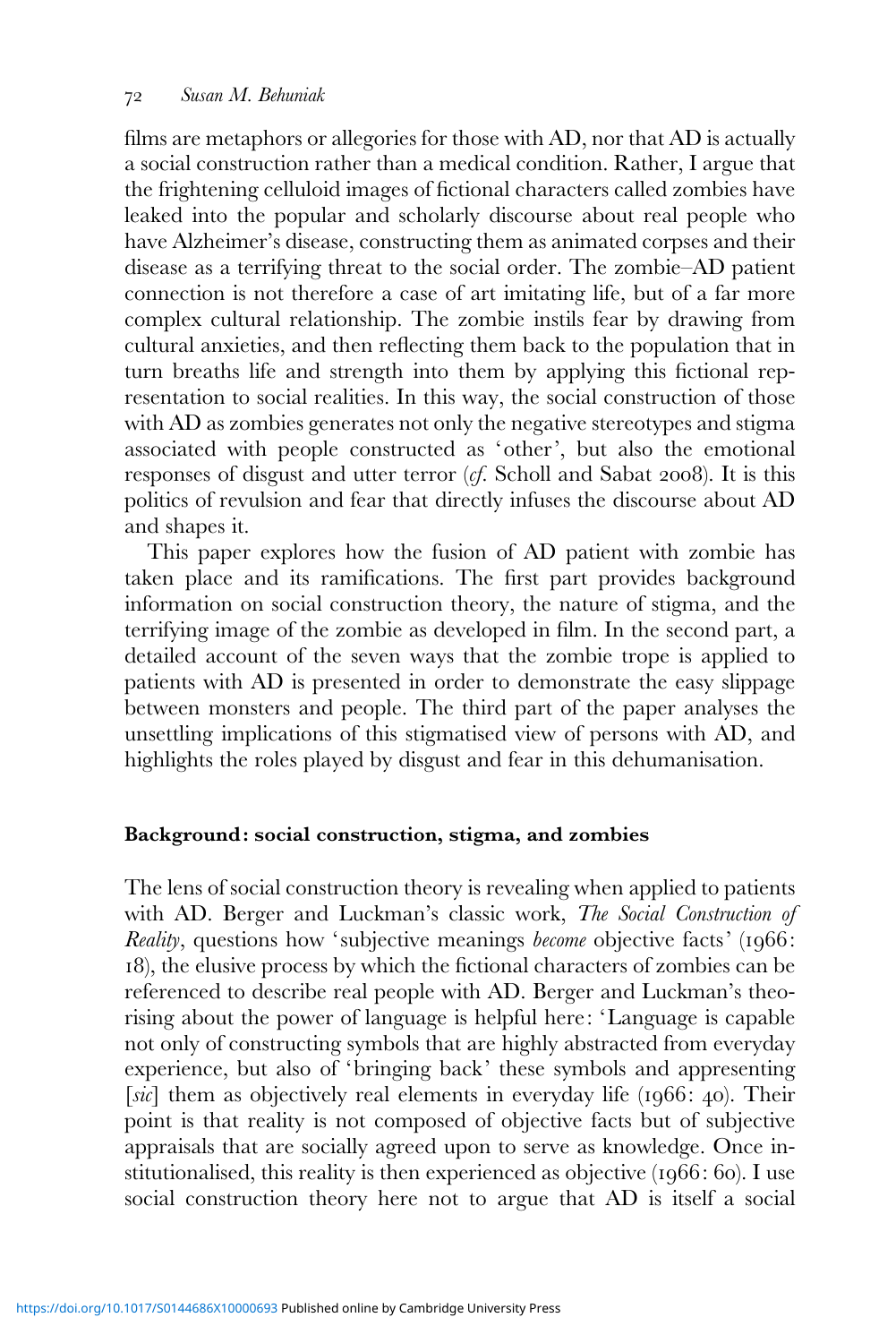films are metaphors or allegories for those with AD, nor that AD is actually a social construction rather than a medical condition. Rather, I argue that the frightening celluloid images of fictional characters called zombies have leaked into the popular and scholarly discourse about real people who have Alzheimer's disease, constructing them as animated corpses and their disease as a terrifying threat to the social order. The zombie–AD patient connection is not therefore a case of art imitating life, but of a far more complex cultural relationship. The zombie instils fear by drawing from cultural anxieties, and then reflecting them back to the population that in turn breaths life and strength into them by applying this fictional representation to social realities. In this way, the social construction of those with AD as zombies generates not only the negative stereotypes and stigma associated with people constructed as 'other', but also the emotional responses of disgust and utter terror (*cf.* Scholl and Sabat 2008). It is this politics of revulsion and fear that directly infuses the discourse about AD and shapes it.

This paper explores how the fusion of AD patient with zombie has taken place and its ramifications. The first part provides background information on social construction theory, the nature of stigma, and the terrifying image of the zombie as developed in film. In the second part, a detailed account of the seven ways that the zombie trope is applied to patients with AD is presented in order to demonstrate the easy slippage between monsters and people. The third part of the paper analyses the unsettling implications of this stigmatised view of persons with AD, and highlights the roles played by disgust and fear in this dehumanisation.

## Background: social construction, stigma, and zombies

The lens of social construction theory is revealing when applied to patients with AD. Berger and Luckman's classic work, *The Social Construction of Reality*, questions how 'subjective meanings *become* objective facts' (1966: 18), the elusive process by which the fictional characters of zombies can be referenced to describe real people with AD. Berger and Luckman's theorising about the power of language is helpful here: 'Language is capable not only of constructing symbols that are highly abstracted from everyday experience, but also of 'bringing back' these symbols and appresenting [*sic*] them as objectively real elements in everyday life (1966: 40). Their point is that reality is not composed of objective facts but of subjective appraisals that are socially agreed upon to serve as knowledge. Once institutionalised, this reality is then experienced as objective (1966: 60). I use social construction theory here not to argue that AD is itself a social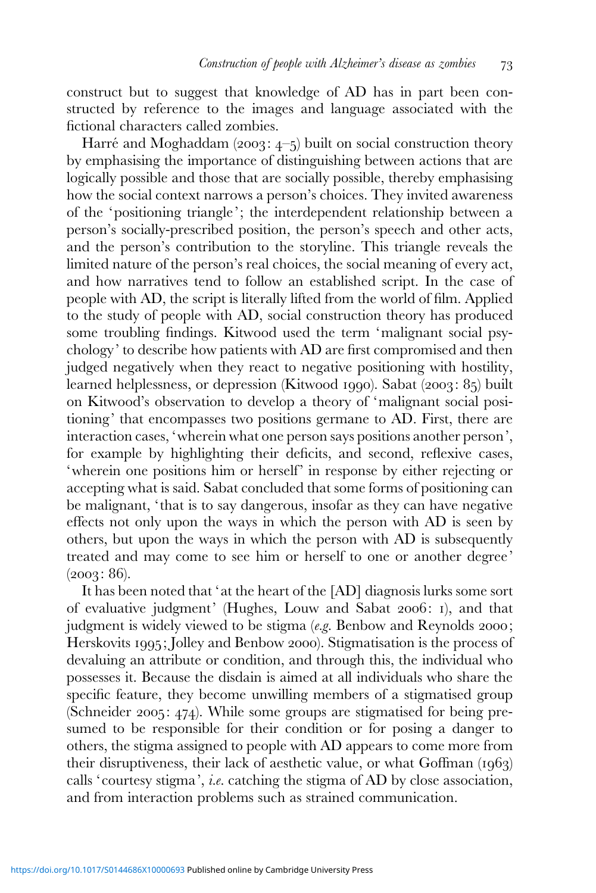construct but to suggest that knowledge of AD has in part been constructed by reference to the images and language associated with the fictional characters called zombies.

Harré and Moghaddam (2003: 4–5) built on social construction theory by emphasising the importance of distinguishing between actions that are logically possible and those that are socially possible, thereby emphasising how the social context narrows a person's choices. They invited awareness of the 'positioning triangle'; the interdependent relationship between a person's socially-prescribed position, the person's speech and other acts, and the person's contribution to the storyline. This triangle reveals the limited nature of the person's real choices, the social meaning of every act, and how narratives tend to follow an established script. In the case of people with AD, the script is literally lifted from the world of film. Applied to the study of people with AD, social construction theory has produced some troubling findings. Kitwood used the term 'malignant social psychology' to describe how patients with AD are first compromised and then judged negatively when they react to negative positioning with hostility, learned helplessness, or depression (Kitwood 1990). Sabat (2003: 85) built on Kitwood's observation to develop a theory of 'malignant social positioning' that encompasses two positions germane to AD. First, there are interaction cases, 'wherein what one person says positions another person', for example by highlighting their deficits, and second, reflexive cases, 'wherein one positions him or herself' in response by either rejecting or accepting what is said. Sabat concluded that some forms of positioning can be malignant, 'that is to say dangerous, insofar as they can have negative effects not only upon the ways in which the person with AD is seen by others, but upon the ways in which the person with AD is subsequently treated and may come to see him or herself to one or another degree' (2003: 86).

It has been noted that 'at the heart of the [AD] diagnosis lurks some sort of evaluative judgment' (Hughes, Louw and Sabat 2006: 1), and that judgment is widely viewed to be stigma (*e.g.* Benbow and Reynolds 2000; Herskovits 1995; Jolley and Benbow 2000). Stigmatisation is the process of devaluing an attribute or condition, and through this, the individual who possesses it. Because the disdain is aimed at all individuals who share the specific feature, they become unwilling members of a stigmatised group (Schneider 2005: 474). While some groups are stigmatised for being presumed to be responsible for their condition or for posing a danger to others, the stigma assigned to people with AD appears to come more from their disruptiveness, their lack of aesthetic value, or what Goffman (1963) calls 'courtesy stigma', *i.e.* catching the stigma of AD by close association, and from interaction problems such as strained communication.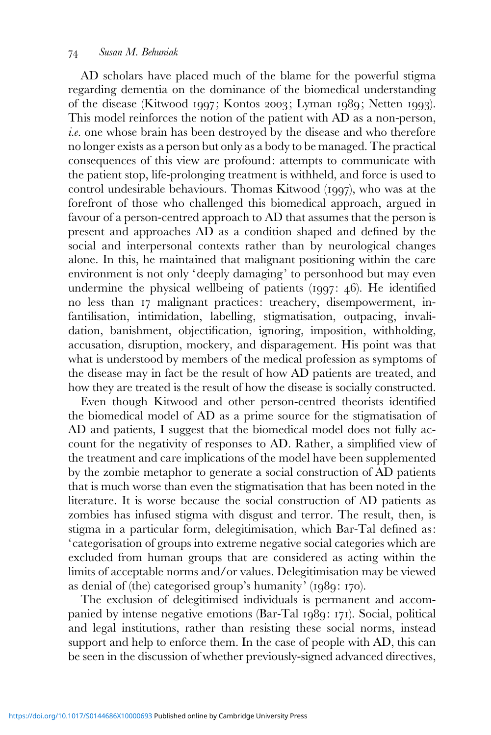AD scholars have placed much of the blame for the powerful stigma regarding dementia on the dominance of the biomedical understanding of the disease (Kitwood 1997; Kontos 2003; Lyman 1989; Netten 1993). This model reinforces the notion of the patient with AD as a non-person, *i.e.* one whose brain has been destroyed by the disease and who therefore no longer exists as a person but only as a body to be managed. The practical consequences of this view are profound: attempts to communicate with the patient stop, life-prolonging treatment is withheld, and force is used to control undesirable behaviours. Thomas Kitwood (1997), who was at the forefront of those who challenged this biomedical approach, argued in favour of a person-centred approach to AD that assumes that the person is present and approaches AD as a condition shaped and defined by the social and interpersonal contexts rather than by neurological changes alone. In this, he maintained that malignant positioning within the care environment is not only 'deeply damaging' to personhood but may even undermine the physical wellbeing of patients (1997: 46). He identified no less than 17 malignant practices: treachery, disempowerment, infantilisation, intimidation, labelling, stigmatisation, outpacing, invalidation, banishment, objectification, ignoring, imposition, withholding, accusation, disruption, mockery, and disparagement. His point was that what is understood by members of the medical profession as symptoms of the disease may in fact be the result of how AD patients are treated, and how they are treated is the result of how the disease is socially constructed.

Even though Kitwood and other person-centred theorists identified the biomedical model of AD as a prime source for the stigmatisation of AD and patients, I suggest that the biomedical model does not fully account for the negativity of responses to AD. Rather, a simplified view of the treatment and care implications of the model have been supplemented by the zombie metaphor to generate a social construction of AD patients that is much worse than even the stigmatisation that has been noted in the literature. It is worse because the social construction of AD patients as zombies has infused stigma with disgust and terror. The result, then, is stigma in a particular form, delegitimisation, which Bar-Tal defined as: 'categorisation of groups into extreme negative social categories which are excluded from human groups that are considered as acting within the limits of acceptable norms and/or values. Delegitimisation may be viewed as denial of (the) categorised group's humanity' (1989: 170).

The exclusion of delegitimised individuals is permanent and accompanied by intense negative emotions (Bar-Tal 1989: 171). Social, political and legal institutions, rather than resisting these social norms, instead support and help to enforce them. In the case of people with AD, this can be seen in the discussion of whether previously-signed advanced directives,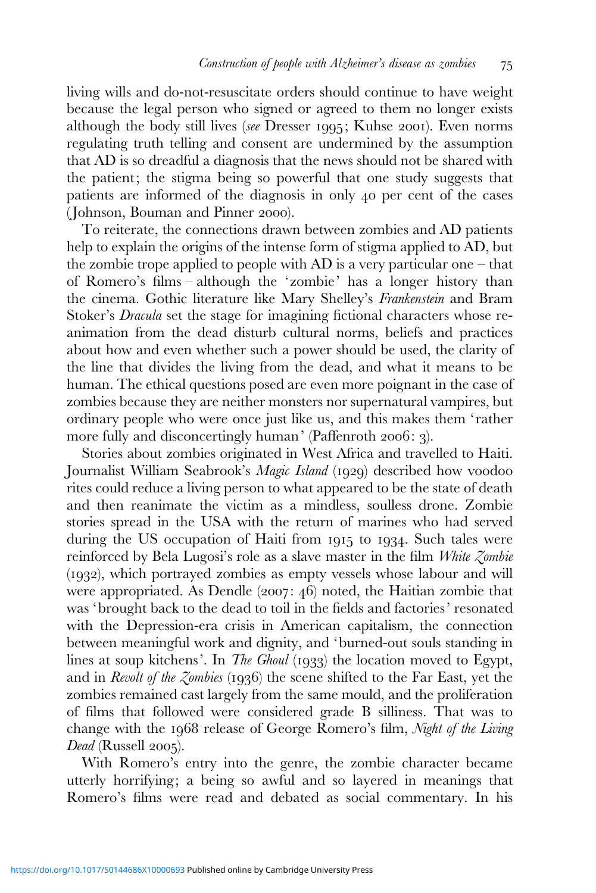living wills and do-not-resuscitate orders should continue to have weight because the legal person who signed or agreed to them no longer exists although the body still lives (*see* Dresser 1995; Kuhse 2001). Even norms regulating truth telling and consent are undermined by the assumption that AD is so dreadful a diagnosis that the news should not be shared with the patient; the stigma being so powerful that one study suggests that patients are informed of the diagnosis in only 40 per cent of the cases (Johnson, Bouman and Pinner 2000).

To reiterate, the connections drawn between zombies and AD patients help to explain the origins of the intense form of stigma applied to AD, but the zombie trope applied to people with AD is a very particular one – that of Romero's films – although the 'zombie' has a longer history than the cinema. Gothic literature like Mary Shelley's *Frankenstein* and Bram Stoker's *Dracula* set the stage for imagining fictional characters whose re-animation from the dead disturb cultural norms, beliefs and practices about how and even whether such a power should be used, the clarity of the line that divides the living from the dead, and what it means to be human. The ethical questions posed are even more poignant in the case of zombies because they are neither monsters nor supernatural vampires, but ordinary people who were once just like us, and this makes them 'rather more fully and disconcertingly human' (Paffenroth 2006: 3).

Stories about zombies originated in West Africa and travelled to Haiti. Journalist William Seabrook's *Magic Island* (1929) described how voodoo rites could reduce a living person to what appeared to be the state of death and then reanimate the victim as a mindless, soulless drone. Zombie stories spread in the USA with the return of marines who had served during the US occupation of Haiti from 1915 to 1934. Such tales were reinforced by Bela Lugosi's role as a slave master in the film *White Zombie* (1932), which portrayed zombies as empty vessels whose labour and will were appropriated. As Dendle (2007: 46) noted, the Haitian zombie that was 'brought back to the dead to toil in the fields and factories' resonated with the Depression-era crisis in American capitalism, the connection between meaningful work and dignity, and 'burned-out souls standing in lines at soup kitchens'. In *The Ghoul* (1933) the location moved to Egypt, and in *Revolt of the Zombies* (1936) the scene shifted to the Far East, yet the zombies remained cast largely from the same mould, and the proliferation of films that followed were considered grade B silliness. That was to change with the 1968 release of George Romero's film, *Night of the Living Dead* (Russell 2005).

With Romero's entry into the genre, the zombie character became utterly horrifying; a being so awful and so layered in meanings that Romero's films were read and debated as social commentary. In his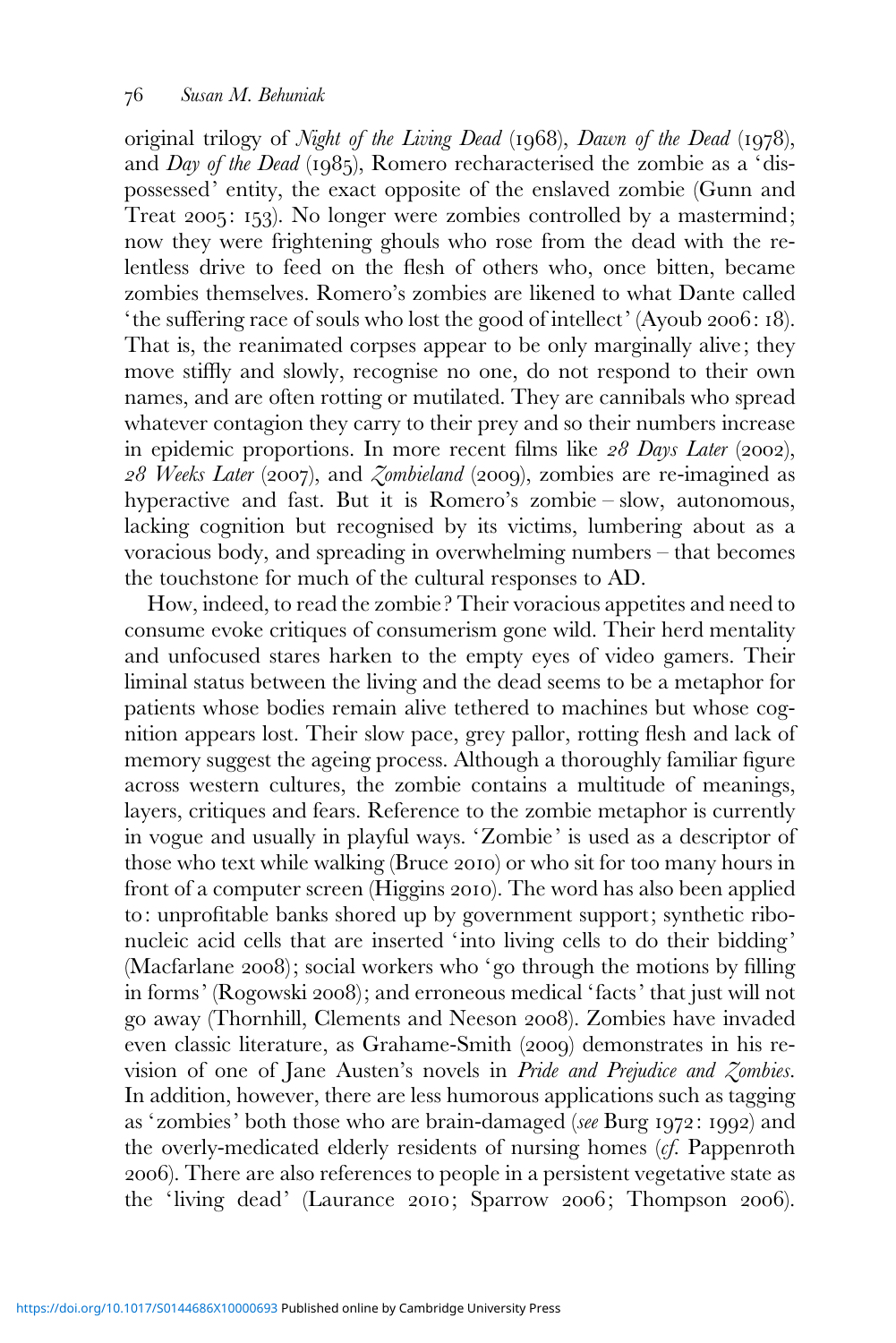original trilogy of *Night of the Living Dead* (1968), *Dawn of the Dead* (1978), and *Day of the Dead* (1985), Romero recharacterised the zombie as a 'dispossessed' entity, the exact opposite of the enslaved zombie (Gunn and Treat 2005: 153). No longer were zombies controlled by a mastermind; now they were frightening ghouls who rose from the dead with the relentless drive to feed on the flesh of others who, once bitten, became zombies themselves. Romero's zombies are likened to what Dante called 'the suffering race of souls who lost the good of intellect' (Ayoub 2006: 18). That is, the reanimated corpses appear to be only marginally alive; they move stiffly and slowly, recognise no one, do not respond to their own names, and are often rotting or mutilated. They are cannibals who spread whatever contagion they carry to their prey and so their numbers increase in epidemic proportions. In more recent films like *28 Days Later* (2002), *28 Weeks Later* (2007), and *Zombieland* (2009), zombies are re-imagined as hyperactive and fast. But it is Romero's zombie – slow, autonomous, lacking cognition but recognised by its victims, lumbering about as a voracious body, and spreading in overwhelming numbers – that becomes the touchstone for much of the cultural responses to AD.

How, indeed, to read the zombie? Their voracious appetites and need to consume evoke critiques of consumerism gone wild. Their herd mentality and unfocused stares harken to the empty eyes of video gamers. Their liminal status between the living and the dead seems to be a metaphor for patients whose bodies remain alive tethered to machines but whose cognition appears lost. Their slow pace, grey pallor, rotting flesh and lack of memory suggest the ageing process. Although a thoroughly familiar figure across western cultures, the zombie contains a multitude of meanings, layers, critiques and fears. Reference to the zombie metaphor is currently in vogue and usually in playful ways. 'Zombie' is used as a descriptor of those who text while walking (Bruce 2010) or who sit for too many hours in front of a computer screen (Higgins 2010). The word has also been applied to: unprofitable banks shored up by government support; synthetic ribonucleic acid cells that are inserted 'into living cells to do their bidding' (Macfarlane 2008); social workers who 'go through the motions by filling in forms' (Rogowski 2008); and erroneous medical 'facts' that just will not go away (Thornhill, Clements and Neeson 2008). Zombies have invaded even classic literature, as Grahame-Smith (2009) demonstrates in his revision of one of Jane Austen's novels in *Pride and Prejudice and Zombies*. In addition, however, there are less humorous applications such as tagging as 'zombies' both those who are brain-damaged (*see* Burg 1972: 1992) and the overly-medicated elderly residents of nursing homes (*cf.* Pappenroth 2006). There are also references to people in a persistent vegetative state as the 'living dead' (Laurance 2010; Sparrow 2006; Thompson 2006).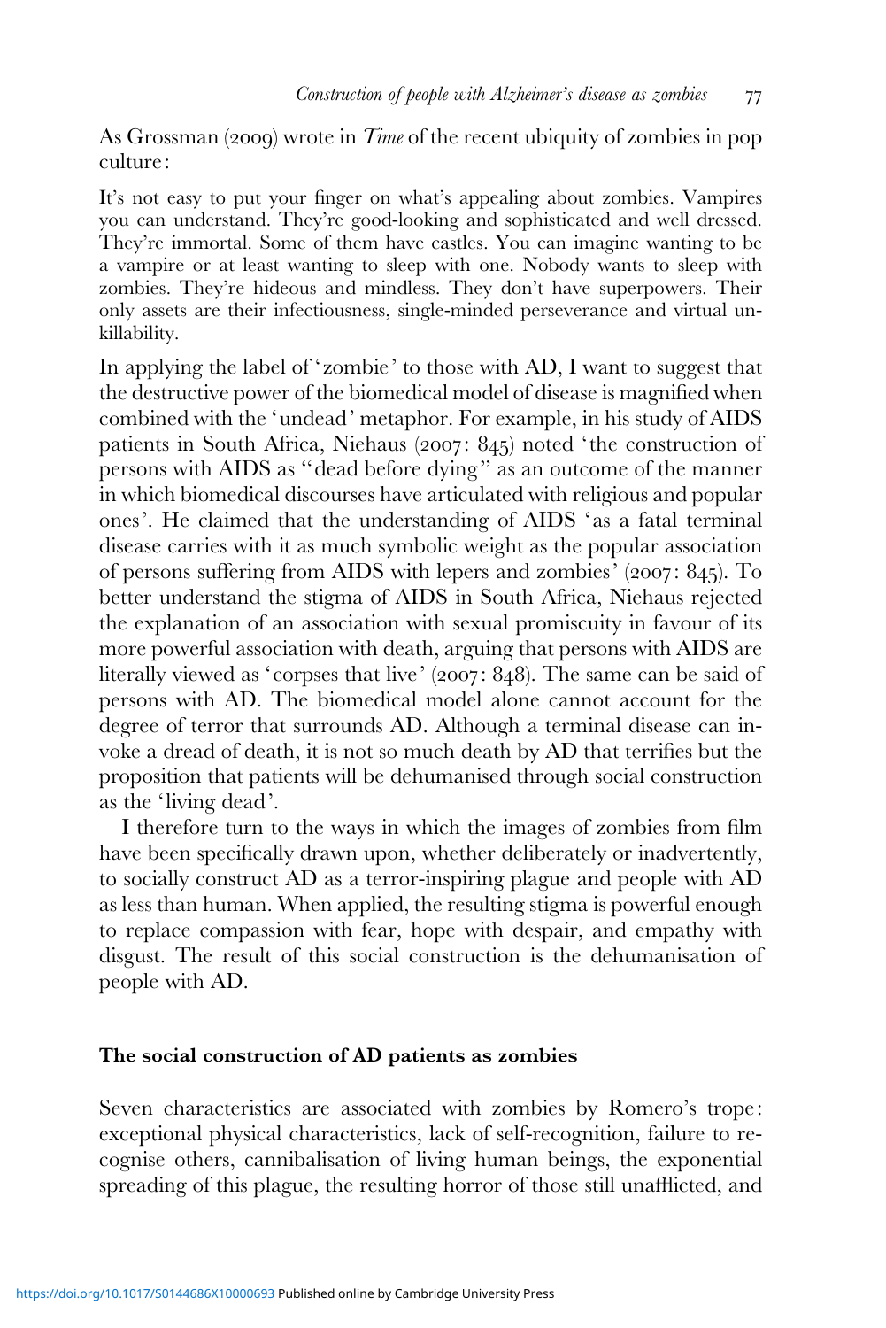As Grossman (2009) wrote in *Time* of the recent ubiquity of zombies in pop culture:

> It's not easy to put your finger on what's appealing about zombies. Vampires you can understand. They're good-looking and sophisticated and well dressed. They're immortal. Some of them have castles. You can imagine wanting to be a vampire or at least wanting to sleep with one. Nobody wants to sleep with zombies. They're hideous and mindless. They don't have superpowers. Their only assets are their infectiousness, single-minded perseverance and virtual unkillability.

In applying the label of 'zombie' to those with AD, I want to suggest that the destructive power of the biomedical model of disease is magnified when combined with the 'undead' metaphor. For example, in his study of AIDS patients in South Africa, Niehaus (2007: 845) noted 'the construction of persons with AIDS as "dead before dying" as an outcome of the manner in which biomedical discourses have articulated with religious and popular ones'. He claimed that the understanding of AIDS 'as a fatal terminal disease carries with it as much symbolic weight as the popular association of persons suffering from AIDS with lepers and zombies' (2007: 845). To better understand the stigma of AIDS in South Africa, Niehaus rejected the explanation of an association with sexual promiscuity in favour of its more powerful association with death, arguing that persons with AIDS are literally viewed as 'corpses that live' (2007: 848). The same can be said of persons with AD. The biomedical model alone cannot account for the degree of terror that surrounds AD. Although a terminal disease can invoke a dread of death, it is not so much death by AD that terrifies but the proposition that patients will be dehumanised through social construction as the 'living dead'.

I therefore turn to the ways in which the images of zombies from film have been specifically drawn upon, whether deliberately or inadvertently, to socially construct AD as a terror-inspiring plague and people with AD as less than human. When applied, the resulting stigma is powerful enough to replace compassion with fear, hope with despair, and empathy with disgust. The result of this social construction is the dehumanisation of people with AD.

### The social construction of AD patients as zombies

Seven characteristics are associated with zombies by Romero's trope: exceptional physical characteristics, lack of self-recognition, failure to recognise others, cannibalisation of living human beings, the exponential spreading of this plague, the resulting horror of those still unafflicted, and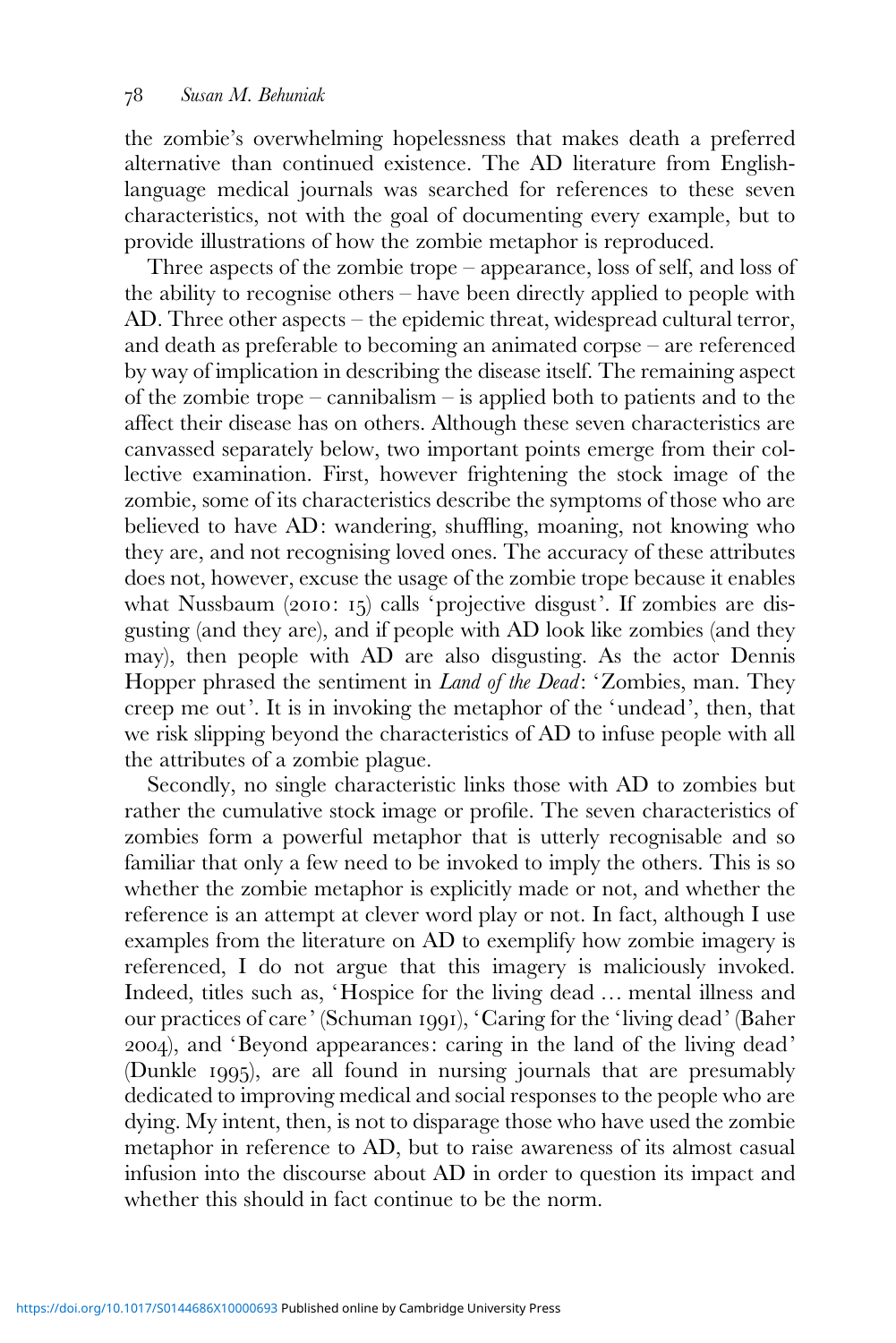the zombie's overwhelming hopelessness that makes death a preferred alternative than continued existence. The AD literature from English-language medical journals was searched for references to these seven characteristics, not with the goal of documenting every example, but to provide illustrations of how the zombie metaphor is reproduced.

Three aspects of the zombie trope – appearance, loss of self, and loss of the ability to recognise others – have been directly applied to people with AD. Three other aspects – the epidemic threat, widespread cultural terror, and death as preferable to becoming an animated corpse – are referenced by way of implication in describing the disease itself. The remaining aspect of the zombie trope – cannibalism – is applied both to patients and to the affect their disease has on others. Although these seven characteristics are canvassed separately below, two important points emerge from their collective examination. First, however frightening the stock image of the zombie, some of its characteristics describe the symptoms of those who are believed to have AD: wandering, shuffling, moaning, not knowing who they are, and not recognising loved ones. The accuracy of these attributes does not, however, excuse the usage of the zombie trope because it enables what Nussbaum (2010: 15) calls 'projective disgust'. If zombies are disgusting (and they are), and if people with AD look like zombies (and they may), then people with AD are also disgusting. As the actor Dennis Hopper phrased the sentiment in *Land of the Dead*: 'Zombies, man. They creep me out'. It is in invoking the metaphor of the 'undead', then, that we risk slipping beyond the characteristics of AD to infuse people with all the attributes of a zombie plague.

Secondly, no single characteristic links those with AD to zombies but rather the cumulative stock image or profile. The seven characteristics of zombies form a powerful metaphor that is utterly recognisable and so familiar that only a few need to be invoked to imply the others. This is so whether the zombie metaphor is explicitly made or not, and whether the reference is an attempt at clever word play or not. In fact, although I use examples from the literature on AD to exemplify how zombie imagery is referenced, I do not argue that this imagery is maliciously invoked. Indeed, titles such as, 'Hospice for the living dead … mental illness and our practices of care' (Schuman 1991), 'Caring for the 'living dead' (Baher 2004), and 'Beyond appearances: caring in the land of the living dead' (Dunkle 1995), are all found in nursing journals that are presumably dedicated to improving medical and social responses to the people who are dying. My intent, then, is not to disparage those who have used the zombie metaphor in reference to AD, but to raise awareness of its almost casual infusion into the discourse about AD in order to question its impact and whether this should in fact continue to be the norm.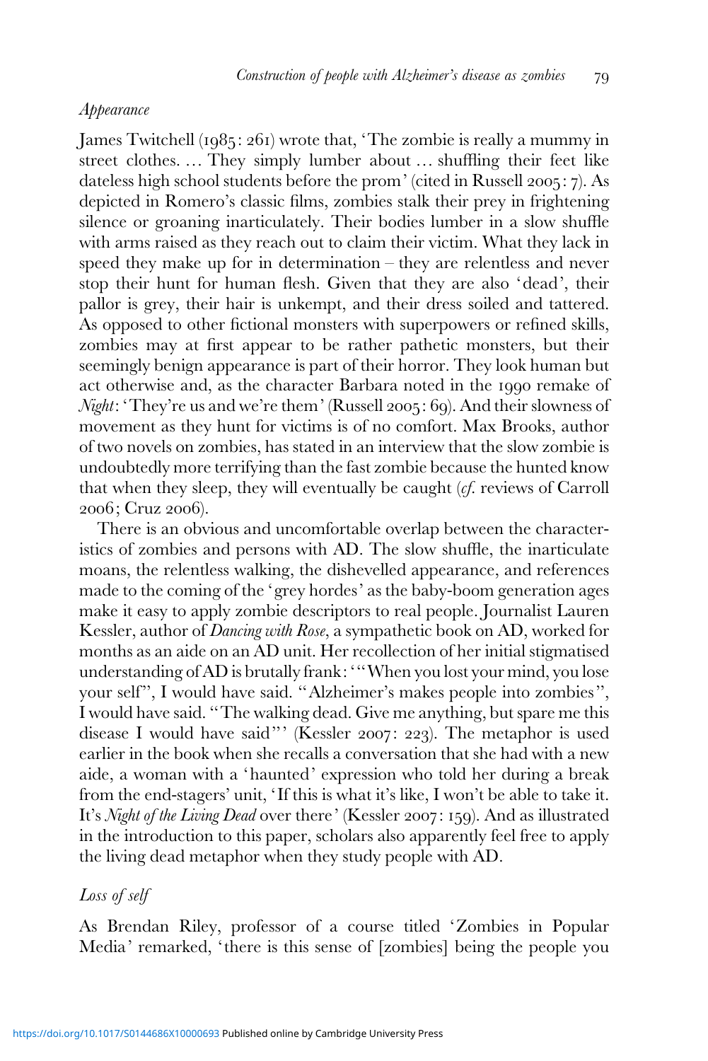*Appearance*

James Twitchell (1985: 261) wrote that, 'The zombie is really a mummy in street clothes. … They simply lumber about … shuffling their feet like dateless high school students before the prom' (cited in Russell 2005: 7). As depicted in Romero's classic films, zombies stalk their prey in frightening silence or groaning inarticulately. Their bodies lumber in a slow shuffle with arms raised as they reach out to claim their victim. What they lack in speed they make up for in determination – they are relentless and never stop their hunt for human flesh. Given that they are also 'dead', their pallor is grey, their hair is unkempt, and their dress soiled and tattered. As opposed to other fictional monsters with superpowers or refined skills, zombies may at first appear to be rather pathetic monsters, but their seemingly benign appearance is part of their horror. They look human but act otherwise and, as the character Barbara noted in the 1990 remake of *Night*: 'They're us and we're them' (Russell 2005: 69). And their slowness of movement as they hunt for victims is of no comfort. Max Brooks, author of two novels on zombies, has stated in an interview that the slow zombie is undoubtedly more terrifying than the fast zombie because the hunted know that when they sleep, they will eventually be caught (*cf.* reviews of Carroll 2006; Cruz 2006).

There is an obvious and uncomfortable overlap between the characteristics of zombies and persons with AD. The slow shuffle, the inarticulate moans, the relentless walking, the dishevelled appearance, and references made to the coming of the 'grey hordes' as the baby-boom generation ages make it easy to apply zombie descriptors to real people. Journalist Lauren Kessler, author of *Dancing with Rose*, a sympathetic book on AD, worked for months as an aide on an AD unit. Her recollection of her initial stigmatised understanding of AD is brutally frank: '"When you lost your mind, you lose your self", I would have said. "Alzheimer's makes people into zombies", I would have said. "The walking dead. Give me anything, but spare me this disease I would have said"' (Kessler 2007: 223). The metaphor is used earlier in the book when she recalls a conversation that she had with a new aide, a woman with a 'haunted' expression who told her during a break from the end-stagers' unit, 'If this is what it's like, I won't be able to take it. It's *Night of the Living Dead* over there' (Kessler 2007: 159). And as illustrated in the introduction to this paper, scholars also apparently feel free to apply the living dead metaphor when they study people with AD.

*Loss of self*

As Brendan Riley, professor of a course titled 'Zombies in Popular Media' remarked, 'there is this sense of [zombies] being the people you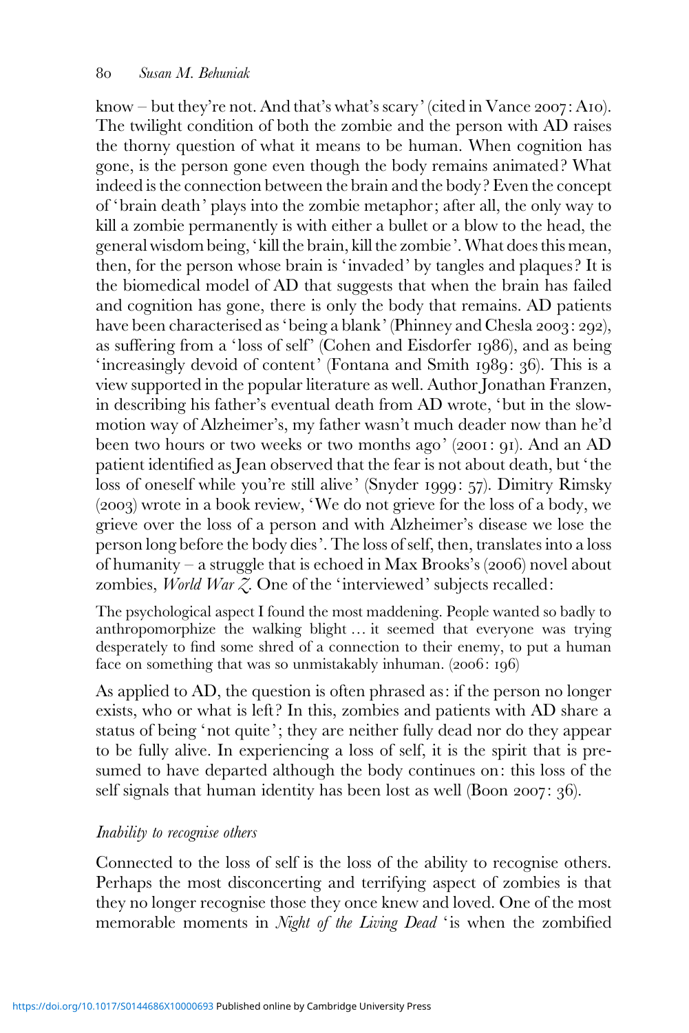know – but they're not. And that's what's scary' (cited in Vance 2007: A10). The twilight condition of both the zombie and the person with AD raises the thorny question of what it means to be human. When cognition has gone, is the person gone even though the body remains animated? What indeed is the connection between the brain and the body? Even the concept of 'brain death' plays into the zombie metaphor; after all, the only way to kill a zombie permanently is with either a bullet or a blow to the head, the general wisdom being, 'kill the brain, kill the zombie'. What does this mean, then, for the person whose brain is 'invaded' by tangles and plaques? It is the biomedical model of AD that suggests that when the brain has failed and cognition has gone, there is only the body that remains. AD patients have been characterised as 'being a blank' (Phinney and Chesla 2003: 292), as suffering from a 'loss of self' (Cohen and Eisdorfer 1986), and as being 'increasingly devoid of content' (Fontana and Smith 1989: 36). This is a view supported in the popular literature as well. Author Jonathan Franzen, in describing his father's eventual death from AD wrote, 'but in the slow-motion way of Alzheimer's, my father wasn't much deader now than he'd been two hours or two weeks or two months ago' (2001: 91). And an AD patient identified as Jean observed that the fear is not about death, but 'the loss of oneself while you're still alive' (Snyder 1999: 57). Dimitry Rimsky (2003) wrote in a book review, 'We do not grieve for the loss of a body, we grieve over the loss of a person and with Alzheimer's disease we lose the person long before the body dies'. The loss of self, then, translates into a loss of humanity – a struggle that is echoed in Max Brooks's (2006) novel about zombies, *World War Z*. One of the 'interviewed' subjects recalled:

> The psychological aspect I found the most maddening. People wanted so badly to anthropomorphize the walking blight … it seemed that everyone was trying desperately to find some shred of a connection to their enemy, to put a human face on something that was so unmistakably inhuman. (2006: 196)

As applied to AD, the question is often phrased as: if the person no longer exists, who or what is left? In this, zombies and patients with AD share a status of being 'not quite'; they are neither fully dead nor do they appear to be fully alive. In experiencing a loss of self, it is the spirit that is presumed to have departed although the body continues on: this loss of the self signals that human identity has been lost as well (Boon 2007: 36).

### *Inability to recognise others*

Connected to the loss of self is the loss of the ability to recognise others. Perhaps the most disconcerting and terrifying aspect of zombies is that they no longer recognise those they once knew and loved. One of the most memorable moments in *Night of the Living Dead* 'is when the zombified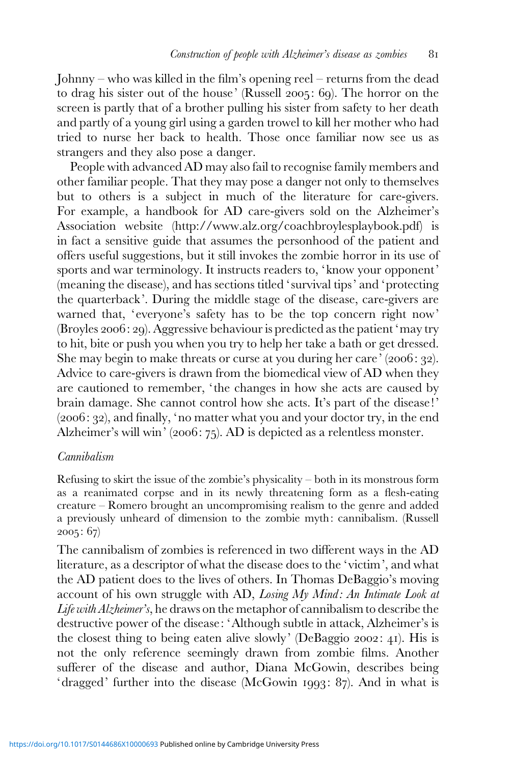Johnny – who was killed in the film's opening reel – returns from the dead to drag his sister out of the house' (Russell 2005: 69). The horror on the screen is partly that of a brother pulling his sister from safety to her death and partly of a young girl using a garden trowel to kill her mother who had tried to nurse her back to health. Those once familiar now see us as strangers and they also pose a danger.

People with advanced AD may also fail to recognise family members and other familiar people. That they may pose a danger not only to themselves but to others is a subject in much of the literature for care-givers. For example, a handbook for AD care-givers sold on the Alzheimer's Association website (http://www.alz.org/coachbroylesplaybook.pdf) is in fact a sensitive guide that assumes the personhood of the patient and offers useful suggestions, but it still invokes the zombie horror in its use of sports and war terminology. It instructs readers to, 'know your opponent' (meaning the disease), and has sections titled 'survival tips' and 'protecting the quarterback'. During the middle stage of the disease, care-givers are warned that, 'everyone's safety has to be the top concern right now' (Broyles 2006: 29). Aggressive behaviour is predicted as the patient 'may try to hit, bite or push you when you try to help her take a bath or get dressed. She may begin to make threats or curse at you during her care' (2006: 32). Advice to care-givers is drawn from the biomedical view of AD when they are cautioned to remember, 'the changes in how she acts are caused by brain damage. She cannot control how she acts. It's part of the disease!' (2006: 32), and finally, 'no matter what you and your doctor try, in the end Alzheimer's will win' (2006: 75). AD is depicted as a relentless monster.

### *Cannibalism*

> Refusing to skirt the issue of the zombie's physicality – both in its monstrous form as a reanimated corpse and in its newly threatening form as a flesh-eating creature – Romero brought an uncompromising realism to the genre and added a previously unheard of dimension to the zombie myth: cannibalism. (Russell 2005: 67)

The cannibalism of zombies is referenced in two different ways in the AD literature, as a descriptor of what the disease does to the 'victim', and what the AD patient does to the lives of others. In Thomas DeBaggio's moving account of his own struggle with AD, *Losing My Mind: An Intimate Look at Life with Alzheimer's*, he draws on the metaphor of cannibalism to describe the destructive power of the disease: 'Although subtle in attack, Alzheimer's is the closest thing to being eaten alive slowly' (DeBaggio 2002: 41). His is not the only reference seemingly drawn from zombie films. Another sufferer of the disease and author, Diana McGowin, describes being 'dragged' further into the disease (McGowin 1993: 87). And in what is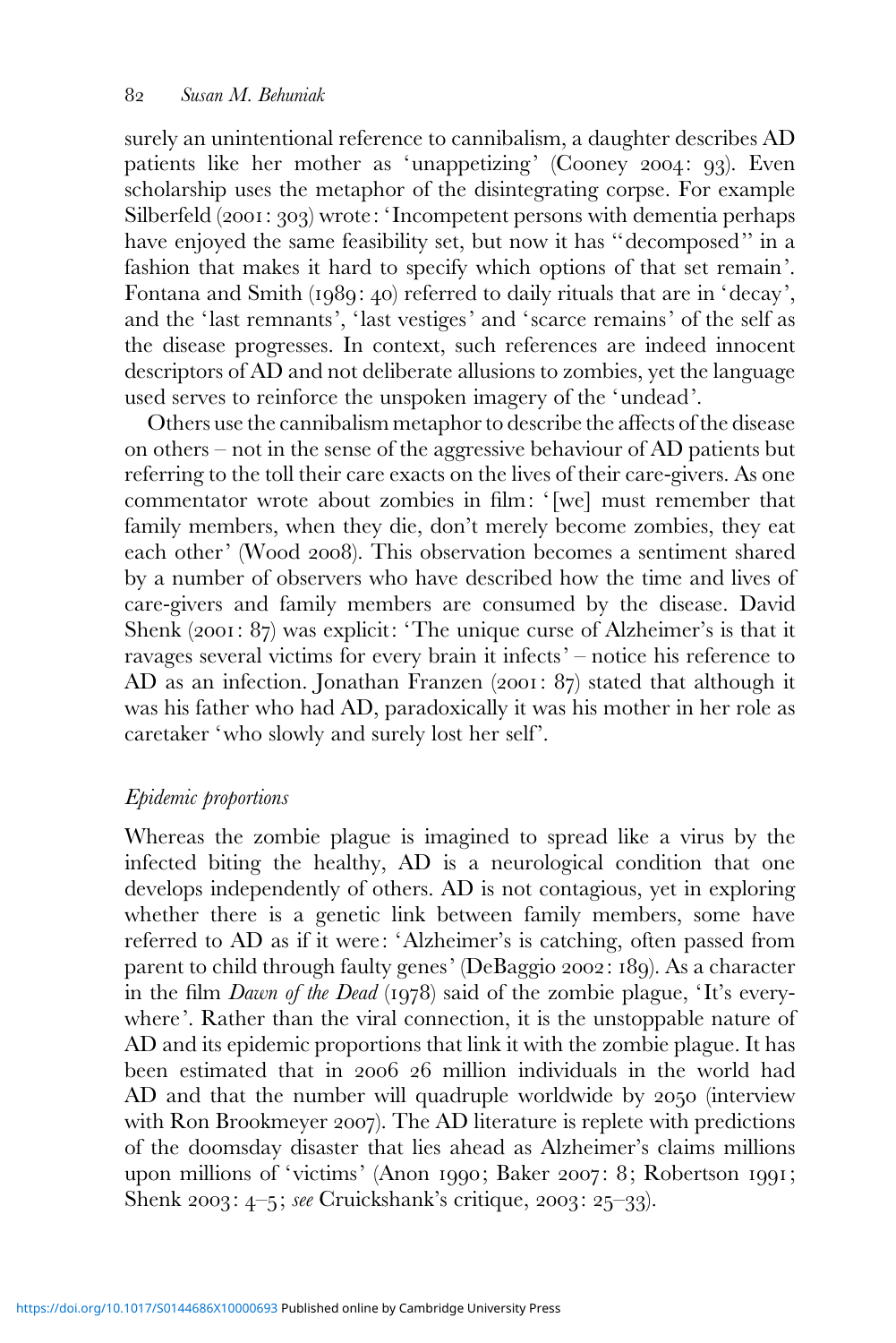surely an unintentional reference to cannibalism, a daughter describes AD patients like her mother as 'unappetizing' (Cooney 2004: 93). Even scholarship uses the metaphor of the disintegrating corpse. For example Silberfeld (2001: 303) wrote: 'Incompetent persons with dementia perhaps have enjoyed the same feasibility set, but now it has "decomposed" in a fashion that makes it hard to specify which options of that set remain'. Fontana and Smith (1989: 40) referred to daily rituals that are in 'decay', and the 'last remnants', 'last vestiges' and 'scarce remains' of the self as the disease progresses. In context, such references are indeed innocent descriptors of AD and not deliberate allusions to zombies, yet the language used serves to reinforce the unspoken imagery of the 'undead'.

Others use the cannibalism metaphor to describe the affects of the disease on others – not in the sense of the aggressive behaviour of AD patients but referring to the toll their care exacts on the lives of their care-givers. As one commentator wrote about zombies in film: '[we] must remember that family members, when they die, don't merely become zombies, they eat each other' (Wood 2008). This observation becomes a sentiment shared by a number of observers who have described how the time and lives of care-givers and family members are consumed by the disease. David Shenk (2001: 87) was explicit: 'The unique curse of Alzheimer's is that it ravages several victims for every brain it infects' – notice his reference to AD as an infection. Jonathan Franzen (2001: 87) stated that although it was his father who had AD, paradoxically it was his mother in her role as caretaker 'who slowly and surely lost her self'.

### *Epidemic proportions*

Whereas the zombie plague is imagined to spread like a virus by the infected biting the healthy, AD is a neurological condition that one develops independently of others. AD is not contagious, yet in exploring whether there is a genetic link between family members, some have referred to AD as if it were: 'Alzheimer's is catching, often passed from parent to child through faulty genes' (DeBaggio 2002: 189). As a character in the film *Dawn of the Dead* (1978) said of the zombie plague, 'It's everywhere'. Rather than the viral connection, it is the unstoppable nature of AD and its epidemic proportions that link it with the zombie plague. It has been estimated that in 2006 26 million individuals in the world had AD and that the number will quadruple worldwide by 2050 (interview with Ron Brookmeyer 2007). The AD literature is replete with predictions of the doomsday disaster that lies ahead as Alzheimer's claims millions upon millions of 'victims' (Anon 1990; Baker 2007: 8; Robertson 1991; Shenk 2003: 4–5; *see* Cruickshank's critique, 2003: 25–33).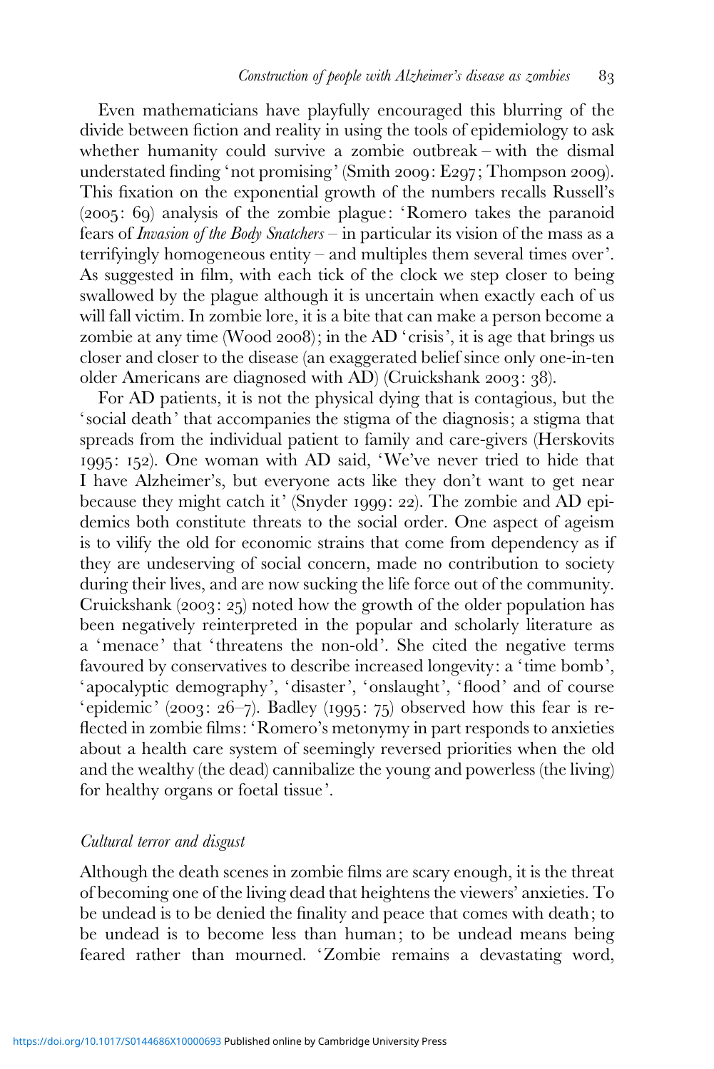Even mathematicians have playfully encouraged this blurring of the divide between fiction and reality in using the tools of epidemiology to ask whether humanity could survive a zombie outbreak – with the dismal understated finding 'not promising' (Smith 2009: E297; Thompson 2009). This fixation on the exponential growth of the numbers recalls Russell's (2005: 69) analysis of the zombie plague: 'Romero takes the paranoid fears of *Invasion of the Body Snatchers* – in particular its vision of the mass as a terrifyingly homogeneous entity – and multiples them several times over'. As suggested in film, with each tick of the clock we step closer to being swallowed by the plague although it is uncertain when exactly each of us will fall victim. In zombie lore, it is a bite that can make a person become a zombie at any time (Wood 2008); in the AD 'crisis', it is age that brings us closer and closer to the disease (an exaggerated belief since only one-in-ten older Americans are diagnosed with AD) (Cruickshank 2003: 38).

For AD patients, it is not the physical dying that is contagious, but the 'social death' that accompanies the stigma of the diagnosis; a stigma that spreads from the individual patient to family and care-givers (Herskovits 1995: 152). One woman with AD said, 'We've never tried to hide that I have Alzheimer's, but everyone acts like they don't want to get near because they might catch it' (Snyder 1999: 22). The zombie and AD epidemics both constitute threats to the social order. One aspect of ageism is to vilify the old for economic strains that come from dependency as if they are undeserving of social concern, made no contribution to society during their lives, and are now sucking the life force out of the community. Cruickshank (2003: 25) noted how the growth of the older population has been negatively reinterpreted in the popular and scholarly literature as a 'menace' that 'threatens the non-old'. She cited the negative terms favoured by conservatives to describe increased longevity: a 'time bomb', 'apocalyptic demography', 'disaster', 'onslaught', 'flood' and of course 'epidemic' (2003: 26–7). Badley (1995: 75) observed how this fear is reflected in zombie films: 'Romero's metonymy in part responds to anxieties about a health care system of seemingly reversed priorities when the old and the wealthy (the dead) cannibalize the young and powerless (the living) for healthy organs or foetal tissue'.

### *Cultural terror and disgust*

Although the death scenes in zombie films are scary enough, it is the threat of becoming one of the living dead that heightens the viewers' anxieties. To be undead is to be denied the finality and peace that comes with death; to be undead is to become less than human; to be undead means being feared rather than mourned. 'Zombie remains a devastating word,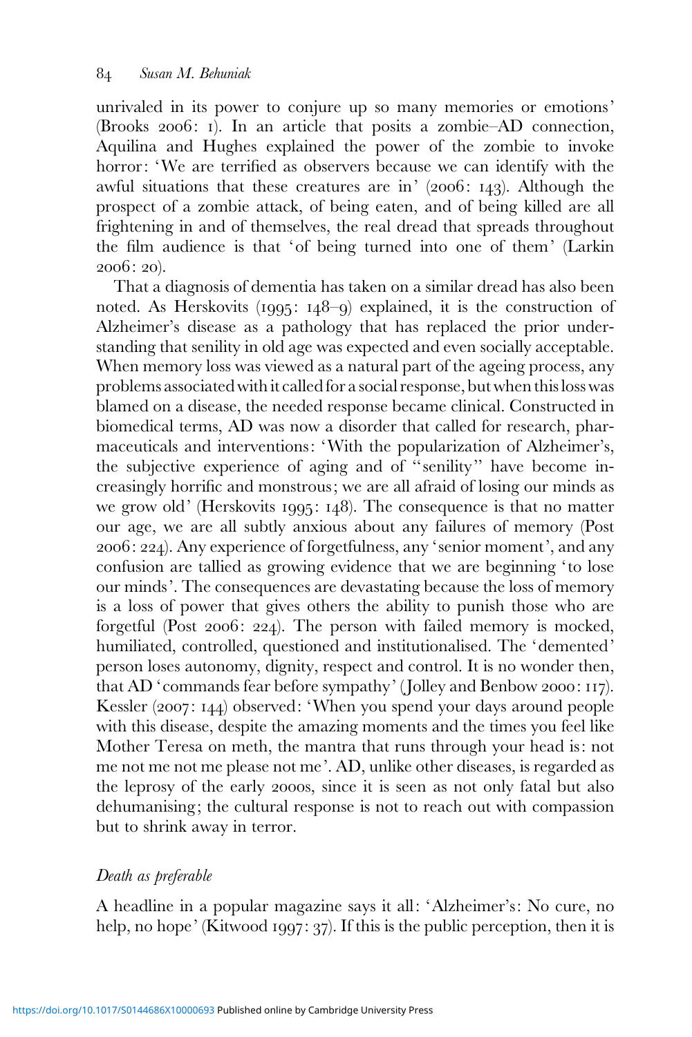unrivaled in its power to conjure up so many memories or emotions' (Brooks 2006: 1). In an article that posits a zombie–AD connection, Aquilina and Hughes explained the power of the zombie to invoke horror: 'We are terrified as observers because we can identify with the awful situations that these creatures are in' (2006: 143). Although the prospect of a zombie attack, of being eaten, and of being killed are all frightening in and of themselves, the real dread that spreads throughout the film audience is that 'of being turned into one of them' (Larkin 2006: 20).

That a diagnosis of dementia has taken on a similar dread has also been noted. As Herskovits (1995: 148–9) explained, it is the construction of Alzheimer's disease as a pathology that has replaced the prior understanding that senility in old age was expected and even socially acceptable. When memory loss was viewed as a natural part of the ageing process, any problems associated with it called for a social response, but when this loss was blamed on a disease, the needed response became clinical. Constructed in biomedical terms, AD was now a disorder that called for research, pharmaceuticals and interventions: 'With the popularization of Alzheimer's, the subjective experience of aging and of "senility" have become increasingly horrific and monstrous; we are all afraid of losing our minds as we grow old' (Herskovits 1995: 148). The consequence is that no matter our age, we are all subtly anxious about any failures of memory (Post 2006: 224). Any experience of forgetfulness, any 'senior moment', and any confusion are tallied as growing evidence that we are beginning 'to lose our minds'. The consequences are devastating because the loss of memory is a loss of power that gives others the ability to punish those who are forgetful (Post 2006: 224). The person with failed memory is mocked, humiliated, controlled, questioned and institutionalised. The 'demented' person loses autonomy, dignity, respect and control. It is no wonder then, that AD 'commands fear before sympathy' (Jolley and Benbow 2000: 117). Kessler (2007: 144) observed: 'When you spend your days around people with this disease, despite the amazing moments and the times you feel like Mother Teresa on meth, the mantra that runs through your head is: not me not me not me please not me'. AD, unlike other diseases, is regarded as the leprosy of the early 2000s, since it is seen as not only fatal but also dehumanising; the cultural response is not to reach out with compassion but to shrink away in terror.

### *Death as preferable*

A headline in a popular magazine says it all: 'Alzheimer's: No cure, no help, no hope' (Kitwood 1997: 37). If this is the public perception, then it is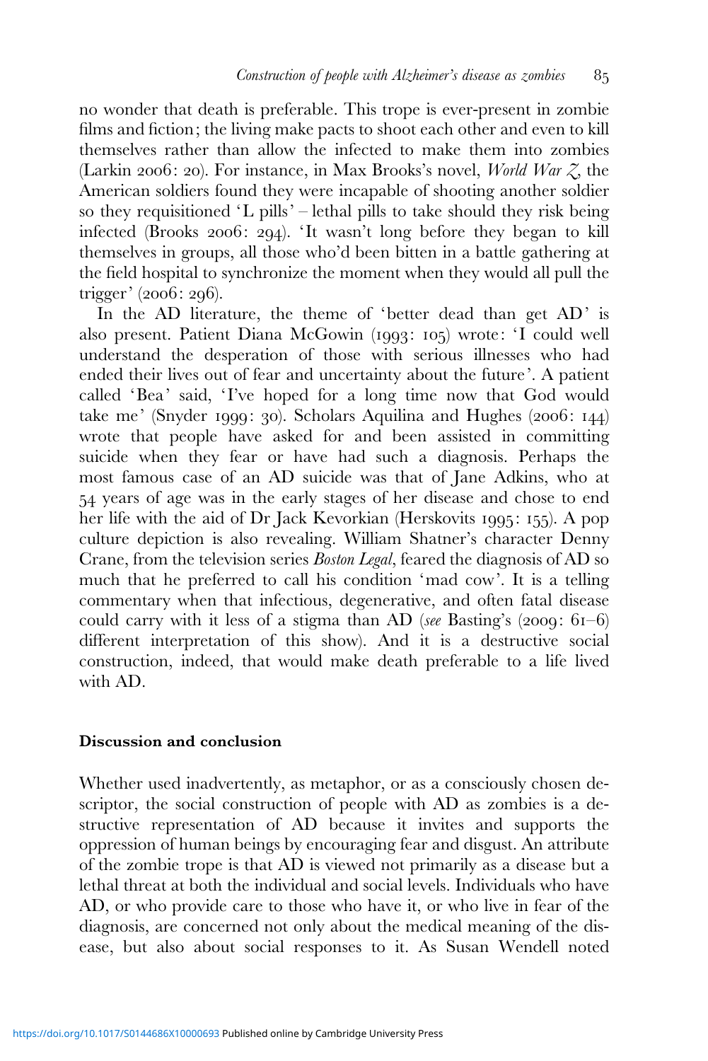no wonder that death is preferable. This trope is ever-present in zombie films and fiction; the living make pacts to shoot each other and even to kill themselves rather than allow the infected to make them into zombies (Larkin 2006: 20). For instance, in Max Brooks's novel, *World War Z*, the American soldiers found they were incapable of shooting another soldier so they requisitioned 'L pills' – lethal pills to take should they risk being infected (Brooks 2006: 294). 'It wasn't long before they began to kill themselves in groups, all those who'd been bitten in a battle gathering at the field hospital to synchronize the moment when they would all pull the trigger' (2006: 296).

In the AD literature, the theme of 'better dead than get AD' is also present. Patient Diana McGowin (1993: 105) wrote: 'I could well understand the desperation of those with serious illnesses who had ended their lives out of fear and uncertainty about the future'. A patient called 'Bea' said, 'I've hoped for a long time now that God would take me' (Snyder 1999: 30). Scholars Aquilina and Hughes (2006: 144) wrote that people have asked for and been assisted in committing suicide when they fear or have had such a diagnosis. Perhaps the most famous case of an AD suicide was that of Jane Adkins, who at 54 years of age was in the early stages of her disease and chose to end her life with the aid of Dr Jack Kevorkian (Herskovits 1995: 155). A pop culture depiction is also revealing. William Shatner's character Denny Crane, from the television series *Boston Legal*, feared the diagnosis of AD so much that he preferred to call his condition 'mad cow'. It is a telling commentary when that infectious, degenerative, and often fatal disease could carry with it less of a stigma than AD (*see* Basting's (2009: 61–6) different interpretation of this show). And it is a destructive social construction, indeed, that would make death preferable to a life lived with AD.

## Discussion and conclusion

Whether used inadvertently, as metaphor, or as a consciously chosen descriptor, the social construction of people with AD as zombies is a destructive representation of AD because it invites and supports the oppression of human beings by encouraging fear and disgust. An attribute of the zombie trope is that AD is viewed not primarily as a disease but a lethal threat at both the individual and social levels. Individuals who have AD, or who provide care to those who have it, or who live in fear of the diagnosis, are concerned not only about the medical meaning of the disease, but also about social responses to it. As Susan Wendell noted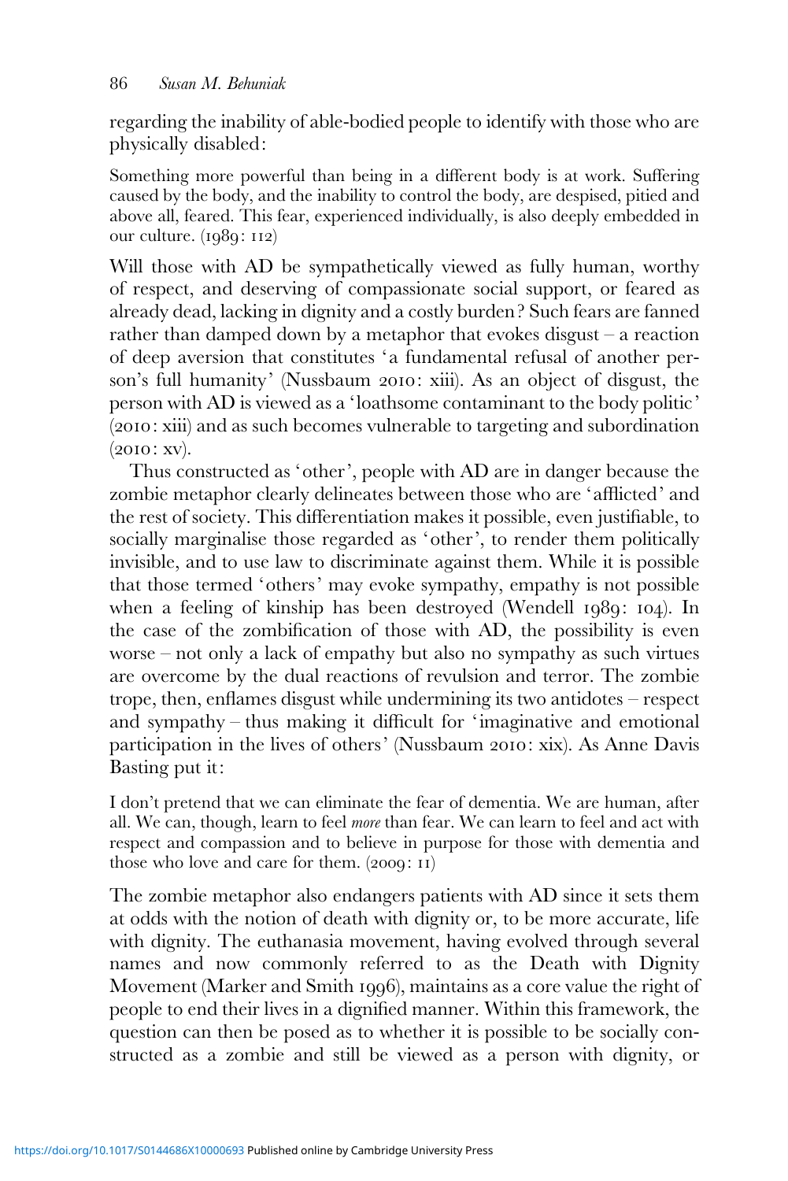regarding the inability of able-bodied people to identify with those who are physically disabled:

> Something more powerful than being in a different body is at work. Suffering caused by the body, and the inability to control the body, are despised, pitied and above all, feared. This fear, experienced individually, is also deeply embedded in our culture. (1989: 112)

Will those with AD be sympathetically viewed as fully human, worthy of respect, and deserving of compassionate social support, or feared as already dead, lacking in dignity and a costly burden? Such fears are fanned rather than damped down by a metaphor that evokes disgust – a reaction of deep aversion that constitutes 'a fundamental refusal of another person's full humanity' (Nussbaum 2010: xiii). As an object of disgust, the person with AD is viewed as a 'loathsome contaminant to the body politic' (2010: xiii) and as such becomes vulnerable to targeting and subordination (2010: xv).

Thus constructed as 'other', people with AD are in danger because the zombie metaphor clearly delineates between those who are 'afflicted' and the rest of society. This differentiation makes it possible, even justifiable, to socially marginalise those regarded as 'other', to render them politically invisible, and to use law to discriminate against them. While it is possible that those termed 'others' may evoke sympathy, empathy is not possible when a feeling of kinship has been destroyed (Wendell 1989: 104). In the case of the zombification of those with AD, the possibility is even worse – not only a lack of empathy but also no sympathy as such virtues are overcome by the dual reactions of revulsion and terror. The zombie trope, then, enflames disgust while undermining its two antidotes – respect and sympathy – thus making it difficult for 'imaginative and emotional participation in the lives of others' (Nussbaum 2010: xix). As Anne Davis Basting put it:

> I don't pretend that we can eliminate the fear of dementia. We are human, after all. We can, though, learn to feel *more* than fear. We can learn to feel and act with respect and compassion and to believe in purpose for those with dementia and those who love and care for them. (2009: 11)

The zombie metaphor also endangers patients with AD since it sets them at odds with the notion of death with dignity or, to be more accurate, life with dignity. The euthanasia movement, having evolved through several names and now commonly referred to as the Death with Dignity Movement (Marker and Smith 1996), maintains as a core value the right of people to end their lives in a dignified manner. Within this framework, the question can then be posed as to whether it is possible to be socially constructed as a zombie and still be viewed as a person with dignity, or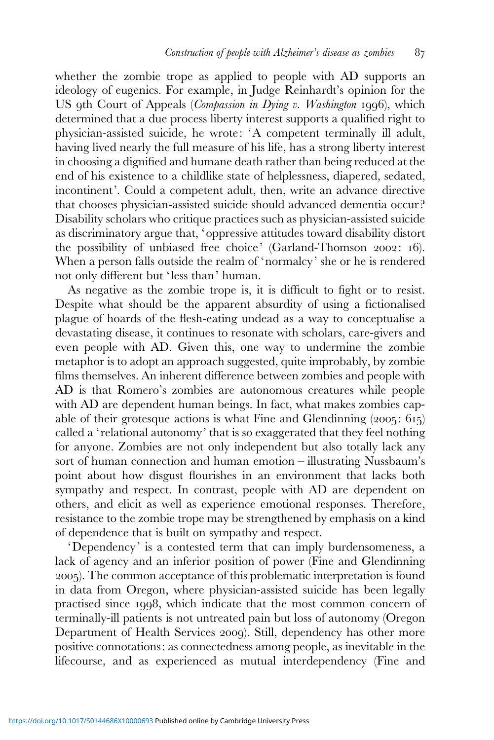whether the zombie trope as applied to people with AD supports an ideology of eugenics. For example, in Judge Reinhardt's opinion for the US 9th Court of Appeals (*Compassion in Dying v. Washington* 1996), which determined that a due process liberty interest supports a qualified right to physician-assisted suicide, he wrote: 'A competent terminally ill adult, having lived nearly the full measure of his life, has a strong liberty interest in choosing a dignified and humane death rather than being reduced at the end of his existence to a childlike state of helplessness, diapered, sedated, incontinent'. Could a competent adult, then, write an advance directive that chooses physician-assisted suicide should advanced dementia occur? Disability scholars who critique practices such as physician-assisted suicide as discriminatory argue that, 'oppressive attitudes toward disability distort the possibility of unbiased free choice' (Garland-Thomson 2002: 16). When a person falls outside the realm of 'normalcy' she or he is rendered not only different but 'less than' human.

As negative as the zombie trope is, it is difficult to fight or to resist. Despite what should be the apparent absurdity of using a fictionalised plague of hoards of the flesh-eating undead as a way to conceptualise a devastating disease, it continues to resonate with scholars, care-givers and even people with AD. Given this, one way to undermine the zombie metaphor is to adopt an approach suggested, quite improbably, by zombie films themselves. An inherent difference between zombies and people with AD is that Romero's zombies are autonomous creatures while people with AD are dependent human beings. In fact, what makes zombies capable of their grotesque actions is what Fine and Glendinning (2005: 615) called a 'relational autonomy' that is so exaggerated that they feel nothing for anyone. Zombies are not only independent but also totally lack any sort of human connection and human emotion – illustrating Nussbaum's point about how disgust flourishes in an environment that lacks both sympathy and respect. In contrast, people with AD are dependent on others, and elicit as well as experience emotional responses. Therefore, resistance to the zombie trope may be strengthened by emphasis on a kind of dependence that is built on sympathy and respect.

'Dependency' is a contested term that can imply burdensomeness, a lack of agency and an inferior position of power (Fine and Glendinning 2005). The common acceptance of this problematic interpretation is found in data from Oregon, where physician-assisted suicide has been legally practised since 1998, which indicate that the most common concern of terminally-ill patients is not untreated pain but loss of autonomy (Oregon Department of Health Services 2009). Still, dependency has other more positive connotations: as connectedness among people, as inevitable in the lifecourse, and as experienced as mutual interdependency (Fine and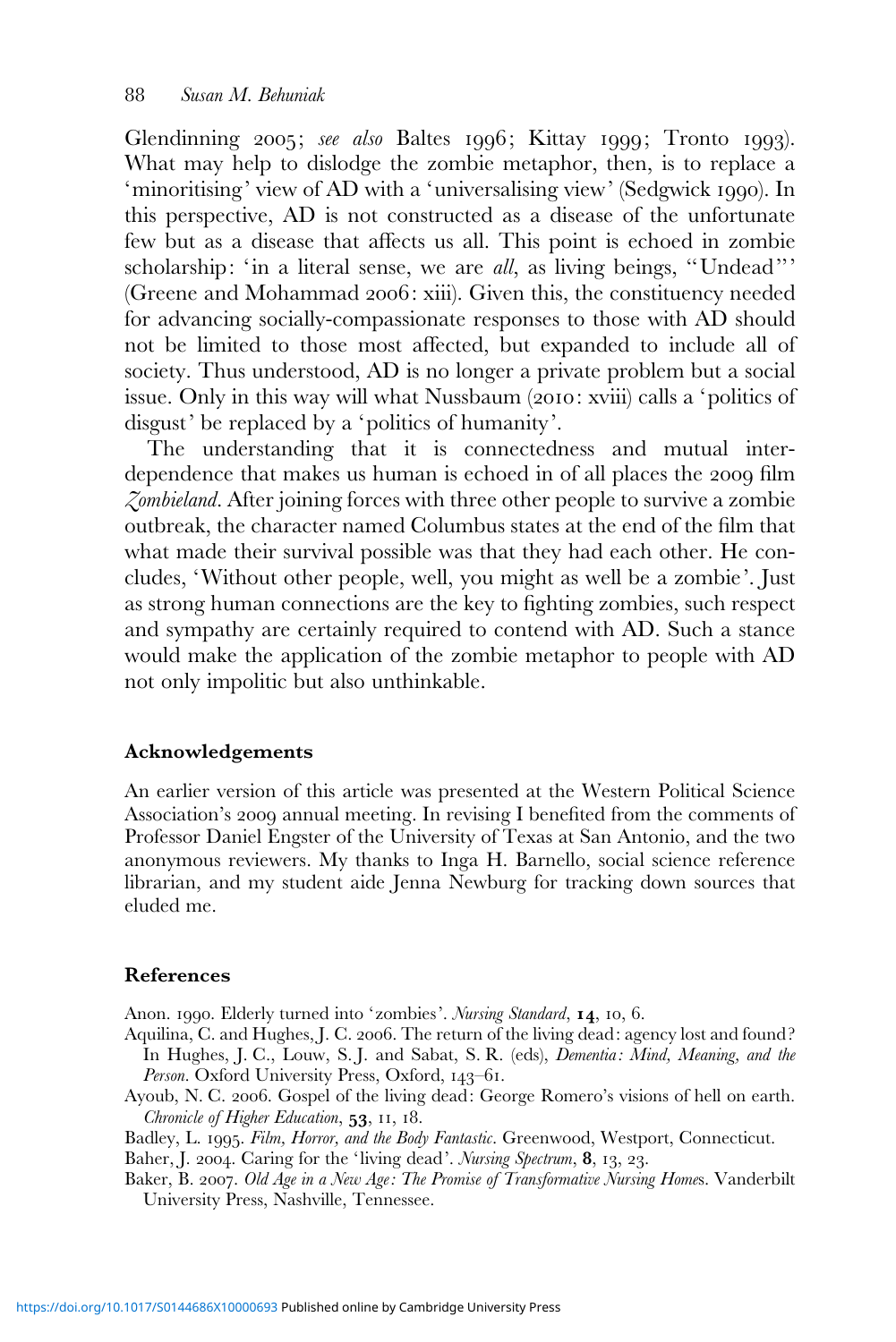Glendinning 2005; *see also* Baltes 1996; Kittay 1999; Tronto 1993). What may help to dislodge the zombie metaphor, then, is to replace a 'minoritising' view of AD with a 'universalising view' (Sedgwick 1990). In this perspective, AD is not constructed as a disease of the unfortunate few but as a disease that affects us all. This point is echoed in zombie scholarship: 'in a literal sense, we are *all*, as living beings, "Undead"' (Greene and Mohammad 2006: xiii). Given this, the constituency needed for advancing socially-compassionate responses to those with AD should not be limited to those most affected, but expanded to include all of society. Thus understood, AD is no longer a private problem but a social issue. Only in this way will what Nussbaum (2010: xviii) calls a 'politics of disgust' be replaced by a 'politics of humanity'.

The understanding that it is connectedness and mutual interdependence that makes us human is echoed in of all places the 2009 film *Zombieland*. After joining forces with three other people to survive a zombie outbreak, the character named Columbus states at the end of the film that what made their survival possible was that they had each other. He concludes, 'Without other people, well, you might as well be a zombie'. Just as strong human connections are the key to fighting zombies, such respect and sympathy are certainly required to contend with AD. Such a stance would make the application of the zombie metaphor to people with AD not only impolitic but also unthinkable.

## Acknowledgements

An earlier version of this article was presented at the Western Political Science Association's 2009 annual meeting. In revising I benefited from the comments of Professor Daniel Engster of the University of Texas at San Antonio, and the two anonymous reviewers. My thanks to Inga H. Barnello, social science reference librarian, and my student aide Jenna Newburg for tracking down sources that eluded me.

## References

Anon. 1990. Elderly turned into 'zombies'. *Nursing Standard*, **14**, 10, 6.

Aquilina, C. and Hughes, J. C. 2006. The return of the living dead: agency lost and found? In Hughes, J. C., Louw, S. J. and Sabat, S. R. (eds), *Dementia: Mind, Meaning, and the Person*. Oxford University Press, Oxford, 143–61.

Ayoub, N. C. 2006. Gospel of the living dead: George Romero's visions of hell on earth. *Chronicle of Higher Education*, **53**, 11, 18.

Badley, L. 1995. *Film, Horror, and the Body Fantastic*. Greenwood, Westport, Connecticut.

Baher, J. 2004. Caring for the 'living dead'. *Nursing Spectrum*, **8**, 13, 23.

Baker, B. 2007. *Old Age in a New Age: The Promise of Transformative Nursing Homes*. Vanderbilt University Press, Nashville, Tennessee.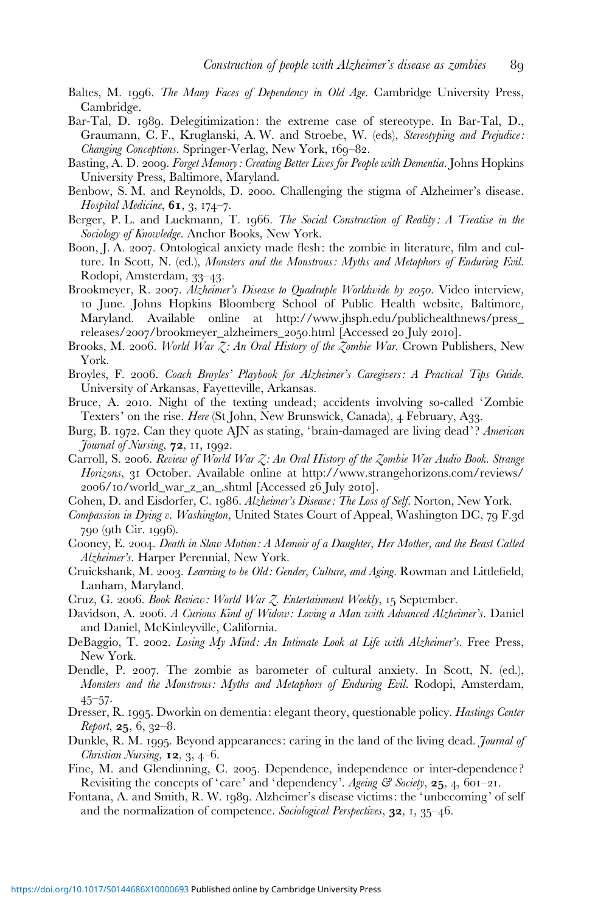Baltes, M. 1996. *The Many Faces of Dependency in Old Age*. Cambridge University Press, Cambridge.

Bar-Tal, D. 1989. Delegitimization: the extreme case of stereotype. In Bar-Tal, D., Graumann, C. F., Kruglanski, A. W. and Stroebe, W. (eds), *Stereotyping and Prejudice: Changing Conceptions*. Springer-Verlag, New York, 169–82.

Basting, A. D. 2009. *Forget Memory: Creating Better Lives for People with Dementia*. Johns Hopkins University Press, Baltimore, Maryland.

Benbow, S. M. and Reynolds, D. 2000. Challenging the stigma of Alzheimer's disease. *Hospital Medicine*, **61**, 3, 174–7.

Berger, P. L. and Luckmann, T. 1966. *The Social Construction of Reality: A Treatise in the Sociology of Knowledge*. Anchor Books, New York.

Boon, J. A. 2007. Ontological anxiety made flesh: the zombie in literature, film and culture. In Scott, N. (ed.), *Monsters and the Monstrous: Myths and Metaphors of Enduring Evil*. Rodopi, Amsterdam, 33–43.

Brookmeyer, R. 2007. *Alzheimer's Disease to Quadruple Worldwide by 2050*. Video interview, 10 June. Johns Hopkins Bloomberg School of Public Health website, Baltimore, Maryland. Available online at http://www.jhsph.edu/publichealthnews/press_releases/2007/brookmeyer_alzheimers_2050.html [Accessed 20 July 2010].

Brooks, M. 2006. *World War Z: An Oral History of the Zombie War*. Crown Publishers, New York.

Broyles, F. 2006. *Coach Broyles' Playbook for Alzheimer's Caregivers: A Practical Tips Guide*. University of Arkansas, Fayetteville, Arkansas.

Bruce, A. 2010. Night of the texting undead; accidents involving so-called 'Zombie Texters' on the rise. *Here* (St John, New Brunswick, Canada), 4 February, A33.

Burg, B. 1972. Can they quote AJN as stating, 'brain-damaged are living dead'? *American Journal of Nursing*, **72**, 11, 1992.

Carroll, S. 2006. *Review of World War Z: An Oral History of the Zombie War Audio Book. Strange Horizons*, 31 October. Available online at http://www.strangehorizons.com/reviews/2006/10/world_war_z_an_.shtml [Accessed 26 July 2010].

Cohen, D. and Eisdorfer, C. 1986. *Alzheimer's Disease: The Loss of Self*. Norton, New York.

*Compassion in Dying v. Washington*, United States Court of Appeal, Washington DC, 79 F.3d 790 (9th Cir. 1996).

Cooney, E. 2004. *Death in Slow Motion: A Memoir of a Daughter, Her Mother, and the Beast Called Alzheimer's*. Harper Perennial, New York.

Cruickshank, M. 2003. *Learning to be Old: Gender, Culture, and Aging*. Rowman and Littlefield, Lanham, Maryland.

Cruz, G. 2006. *Book Review: World War Z. Entertainment Weekly*, 15 September.

Davidson, A. 2006. *A Curious Kind of Widow: Loving a Man with Advanced Alzheimer's*. Daniel and Daniel, McKinleyville, California.

DeBaggio, T. 2002. *Losing My Mind: An Intimate Look at Life with Alzheimer's*. Free Press, New York.

Dendle, P. 2007. The zombie as barometer of cultural anxiety. In Scott, N. (ed.), *Monsters and the Monstrous: Myths and Metaphors of Enduring Evil*. Rodopi, Amsterdam, 45–57.

Dresser, R. 1995. Dworkin on dementia: elegant theory, questionable policy. *Hastings Center Report*, **25**, 6, 32–8.

Dunkle, R. M. 1995. Beyond appearances: caring in the land of the living dead. *Journal of Christian Nursing*, **12**, 3, 4–6.

Fine, M. and Glendinning, C. 2005. Dependence, independence or inter-dependence? Revisiting the concepts of 'care' and 'dependency'. *Ageing & Society*, **25**, 4, 601–21.

Fontana, A. and Smith, R. W. 1989. Alzheimer's disease victims: the 'unbecoming' of self and the normalization of competence. *Sociological Perspectives*, **32**, 1, 35–46.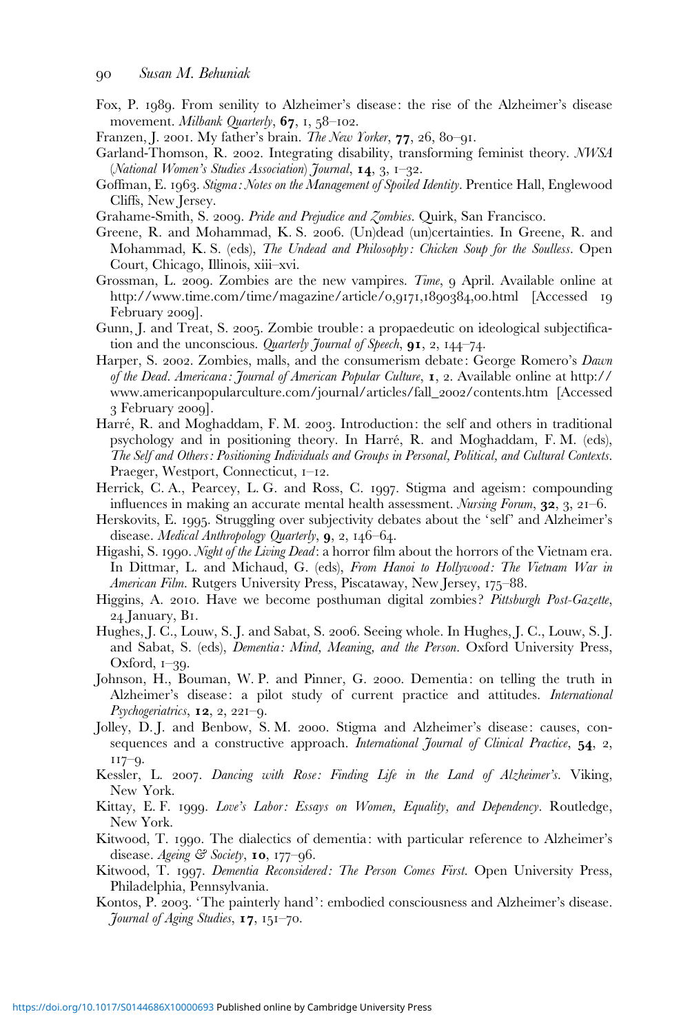Fox, P. 1989. From senility to Alzheimer's disease: the rise of the Alzheimer's disease movement. *Milbank Quarterly*, **67**, 1, 58–102.

Franzen, J. 2001. My father's brain. *The New Yorker*, **77**, 26, 80–91.

Garland-Thomson, R. 2002. Integrating disability, transforming feminist theory. *NWSA (National Women's Studies Association) Journal*, **14**, 3, 1–32.

Goffman, E. 1963. *Stigma: Notes on the Management of Spoiled Identity*. Prentice Hall, Englewood Cliffs, New Jersey.

Grahame-Smith, S. 2009. *Pride and Prejudice and Zombies*. Quirk, San Francisco.

Greene, R. and Mohammad, K. S. 2006. (Un)dead (un)certainties. In Greene, R. and Mohammad, K. S. (eds), *The Undead and Philosophy: Chicken Soup for the Soulless*. Open Court, Chicago, Illinois, xiii–xvi.

Grossman, L. 2009. Zombies are the new vampires. *Time*, 9 April. Available online at http://www.time.com/time/magazine/article/0,9171,1890384,00.html [Accessed 19 February 2009].

Gunn, J. and Treat, S. 2005. Zombie trouble: a propaedeutic on ideological subjectification and the unconscious. *Quarterly Journal of Speech*, **91**, 2, 144–74.

Harper, S. 2002. Zombies, malls, and the consumerism debate: George Romero's *Dawn of the Dead*. *Americana: Journal of American Popular Culture*, **1**, 2. Available online at http://www.americanpopularculture.com/journal/articles/fall_2002/contents.htm [Accessed 3 February 2009].

Harré, R. and Moghaddam, F. M. 2003. Introduction: the self and others in traditional psychology and in positioning theory. In Harré, R. and Moghaddam, F. M. (eds), *The Self and Others: Positioning Individuals and Groups in Personal, Political, and Cultural Contexts*. Praeger, Westport, Connecticut, 1–12.

Herrick, C. A., Pearcey, L. G. and Ross, C. 1997. Stigma and ageism: compounding influences in making an accurate mental health assessment. *Nursing Forum*, **32**, 3, 21–6.

Herskovits, E. 1995. Struggling over subjectivity debates about the 'self' and Alzheimer's disease. *Medical Anthropology Quarterly*, **9**, 2, 146–64.

Higashi, S. 1990. *Night of the Living Dead*: a horror film about the horrors of the Vietnam era. In Dittmar, L. and Michaud, G. (eds), *From Hanoi to Hollywood: The Vietnam War in American Film*. Rutgers University Press, Piscataway, New Jersey, 175–88.

Higgins, A. 2010. Have we become posthuman digital zombies? *Pittsburgh Post-Gazette*, 24 January, B1.

Hughes, J. C., Louw, S. J. and Sabat, S. 2006. Seeing whole. In Hughes, J. C., Louw, S. J. and Sabat, S. (eds), *Dementia: Mind, Meaning, and the Person*. Oxford University Press, Oxford, 1–39.

Johnson, H., Bouman, W. P. and Pinner, G. 2000. Dementia: on telling the truth in Alzheimer's disease: a pilot study of current practice and attitudes. *International Psychogeriatrics*, **12**, 2, 221–9.

Jolley, D. J. and Benbow, S. M. 2000. Stigma and Alzheimer's disease: causes, consequences and a constructive approach. *International Journal of Clinical Practice*, **54**, 2, 117–9.

Kessler, L. 2007. *Dancing with Rose: Finding Life in the Land of Alzheimer's*. Viking, New York.

Kittay, E. F. 1999. *Love's Labor: Essays on Women, Equality, and Dependency*. Routledge, New York.

Kitwood, T. 1990. The dialectics of dementia: with particular reference to Alzheimer's disease. *Ageing & Society*, **10**, 177–96.

Kitwood, T. 1997. *Dementia Reconsidered: The Person Comes First*. Open University Press, Philadelphia, Pennsylvania.

Kontos, P. 2003. 'The painterly hand': embodied consciousness and Alzheimer's disease. *Journal of Aging Studies*, **17**, 151–70.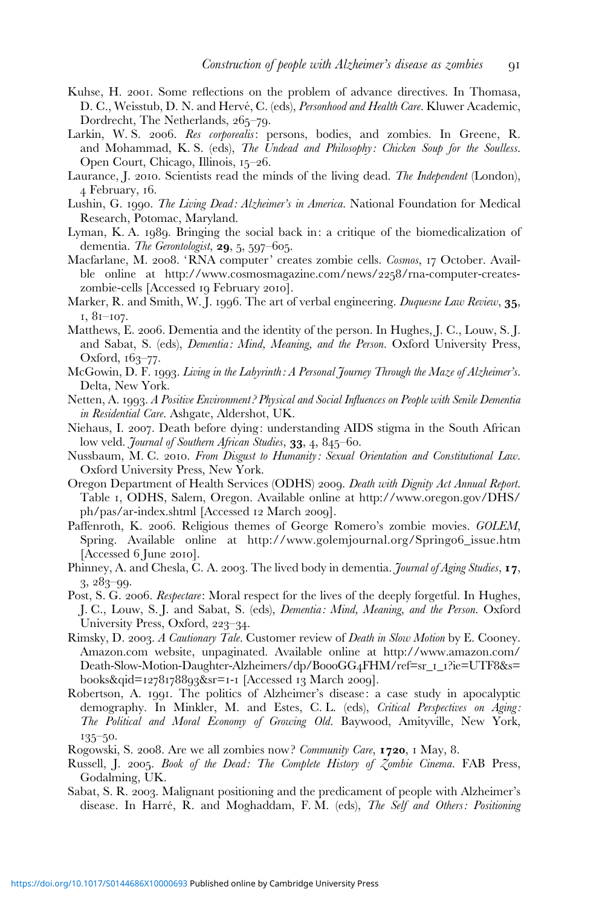Kuhse, H. 2001. Some reflections on the problem of advance directives. In Thomasa, D. C., Weisstub, D. N. and Hervé, C. (eds), *Personhood and Health Care*. Kluwer Academic, Dordrecht, The Netherlands, 265–79.

Larkin, W. S. 2006. *Res corporealis*: persons, bodies, and zombies. In Greene, R. and Mohammad, K. S. (eds), *The Undead and Philosophy: Chicken Soup for the Soulless*. Open Court, Chicago, Illinois, 15–26.

Laurance, J. 2010. Scientists read the minds of the living dead. *The Independent* (London), 4 February, 16.

Lushin, G. 1990. *The Living Dead: Alzheimer's in America*. National Foundation for Medical Research, Potomac, Maryland.

Lyman, K. A. 1989. Bringing the social back in: a critique of the biomedicalization of dementia. *The Gerontologist*, **29**, 5, 597–605.

Macfarlane, M. 2008. 'RNA computer' creates zombie cells. *Cosmos*, 17 October. Available online at http://www.cosmosmagazine.com/news/2258/rna-computer-creates-zombie-cells [Accessed 19 February 2010].

Marker, R. and Smith, W. J. 1996. The art of verbal engineering. *Duquesne Law Review*, **35**, 1, 81–107.

Matthews, E. 2006. Dementia and the identity of the person. In Hughes, J. C., Louw, S. J. and Sabat, S. (eds), *Dementia: Mind, Meaning, and the Person*. Oxford University Press, Oxford, 163–77.

McGowin, D. F. 1993. *Living in the Labyrinth: A Personal Journey Through the Maze of Alzheimer's*. Delta, New York.

Netten, A. 1993. *A Positive Environment? Physical and Social Influences on People with Senile Dementia in Residential Care*. Ashgate, Aldershot, UK.

Niehaus, I. 2007. Death before dying: understanding AIDS stigma in the South African low veld. *Journal of Southern African Studies*, **33**, 4, 845–60.

Nussbaum, M. C. 2010. *From Disgust to Humanity: Sexual Orientation and Constitutional Law*. Oxford University Press, New York.

Oregon Department of Health Services (ODHS) 2009. *Death with Dignity Act Annual Report*. Table 1, ODHS, Salem, Oregon. Available online at http://www.oregon.gov/DHS/ph/pas/ar-index.shtml [Accessed 12 March 2009].

Paffenroth, K. 2006. Religious themes of George Romero's zombie movies. *GOLEM*, Spring. Available online at http://www.golemjournal.org/Spring06_issue.htm [Accessed 6 June 2010].

Phinney, A. and Chesla, C. A. 2003. The lived body in dementia. *Journal of Aging Studies*, **17**, 3, 283–99.

Post, S. G. 2006. *Respectare*: Moral respect for the lives of the deeply forgetful. In Hughes, J. C., Louw, S. J. and Sabat, S. (eds), *Dementia: Mind, Meaning, and the Person*. Oxford University Press, Oxford, 223–34.

Rimsky, D. 2003. *A Cautionary Tale*. Customer review of *Death in Slow Motion* by E. Cooney. Amazon.com website, unpaginated. Available online at http://www.amazon.com/Death-Slow-Motion-Daughter-Alzheimers/dp/B000GG4FHM/ref=sr_1_1?ie=UTF8&s=books&qid=1278178893&sr=1-1 [Accessed 13 March 2009].

Robertson, A. 1991. The politics of Alzheimer's disease: a case study in apocalyptic demography. In Minkler, M. and Estes, C. L. (eds), *Critical Perspectives on Aging: The Political and Moral Economy of Growing Old*. Baywood, Amityville, New York, 135–50.

Rogowski, S. 2008. Are we all zombies now? *Community Care*, **1720**, 1 May, 8.

Russell, J. 2005. *Book of the Dead: The Complete History of Zombie Cinema*. FAB Press, Godalming, UK.

Sabat, S. R. 2003. Malignant positioning and the predicament of people with Alzheimer's disease. In Harré, R. and Moghaddam, F. M. (eds), *The Self and Others: Positioning*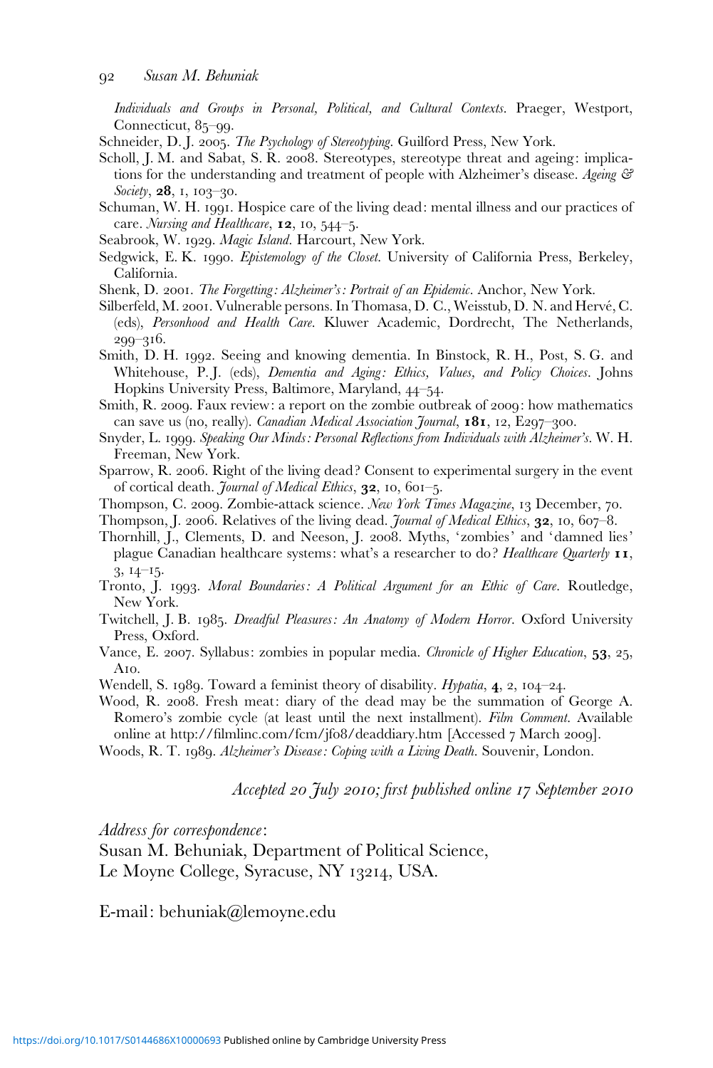*Individuals and Groups in Personal, Political, and Cultural Contexts*. Praeger, Westport, Connecticut, 85–99.

Schneider, D. J. 2005. *The Psychology of Stereotyping*. Guilford Press, New York.

Scholl, J. M. and Sabat, S. R. 2008. Stereotypes, stereotype threat and ageing: implications for the understanding and treatment of people with Alzheimer's disease. *Ageing & Society*, **28**, 1, 103–30.

Schuman, W. H. 1991. Hospice care of the living dead: mental illness and our practices of care. *Nursing and Healthcare*, **12**, 10, 544–5.

Seabrook, W. 1929. *Magic Island*. Harcourt, New York.

Sedgwick, E. K. 1990. *Epistemology of the Closet*. University of California Press, Berkeley, California.

Shenk, D. 2001. *The Forgetting: Alzheimer's: Portrait of an Epidemic*. Anchor, New York.

Silberfeld, M. 2001. Vulnerable persons. In Thomasa, D. C., Weisstub, D. N. and Hervé, C. (eds), *Personhood and Health Care*. Kluwer Academic, Dordrecht, The Netherlands, 299–316.

Smith, D. H. 1992. Seeing and knowing dementia. In Binstock, R. H., Post, S. G. and Whitehouse, P. J. (eds), *Dementia and Aging: Ethics, Values, and Policy Choices*. Johns Hopkins University Press, Baltimore, Maryland, 44–54.

Smith, R. 2009. Faux review: a report on the zombie outbreak of 2009: how mathematics can save us (no, really). *Canadian Medical Association Journal*, **181**, 12, E297–300.

Snyder, L. 1999. *Speaking Our Minds: Personal Reflections from Individuals with Alzheimer's*. W. H. Freeman, New York.

Sparrow, R. 2006. Right of the living dead? Consent to experimental surgery in the event of cortical death. *Journal of Medical Ethics*, **32**, 10, 601–5.

Thompson, C. 2009. Zombie-attack science. *New York Times Magazine*, 13 December, 70.

Thompson, J. 2006. Relatives of the living dead. *Journal of Medical Ethics*, **32**, 10, 607–8.

Thornhill, J., Clements, D. and Neeson, J. 2008. Myths, 'zombies' and 'damned lies' plague Canadian healthcare systems: what's a researcher to do? *Healthcare Quarterly* **11**, 3, 14–15.

Tronto, J. 1993. *Moral Boundaries: A Political Argument for an Ethic of Care*. Routledge, New York.

Twitchell, J. B. 1985. *Dreadful Pleasures: An Anatomy of Modern Horror*. Oxford University Press, Oxford.

Vance, E. 2007. Syllabus: zombies in popular media. *Chronicle of Higher Education*, **53**, 25, A10.

Wendell, S. 1989. Toward a feminist theory of disability. *Hypatia*, **4**, 2, 104–24.

Wood, R. 2008. Fresh meat: diary of the dead may be the summation of George A. Romero's zombie cycle (at least until the next installment). *Film Comment*. Available online at http://filmlinc.com/fcm/jf08/deaddiary.htm [Accessed 7 March 2009].

Woods, R. T. 1989. *Alzheimer's Disease: Coping with a Living Death*. Souvenir, London.

*Accepted 20 July 2010; first published online 17 September 2010*

*Address for correspondence*:
Susan M. Behuniak, Department of Political Science,
Le Moyne College, Syracuse, NY 13214, USA.

E-mail: behuniak@lemoyne.edu